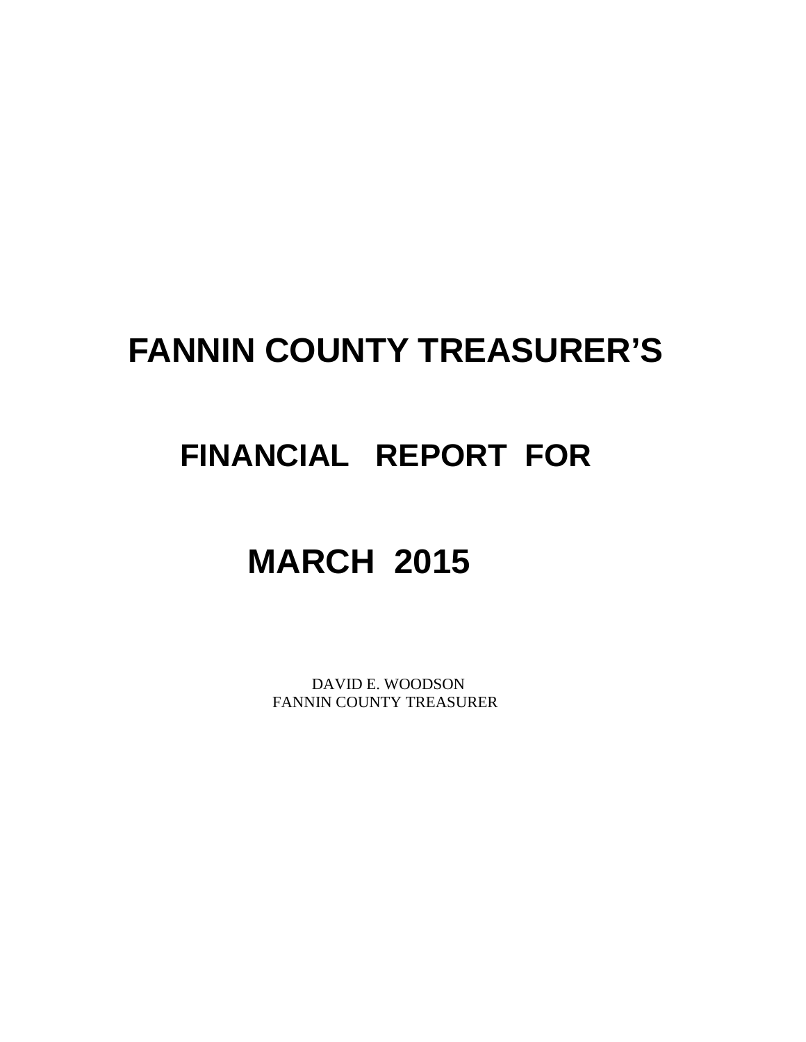# FANNIN COUNTY TREASURER'S

# FINANCIAL REPORT FOR

# MARCH 2015

DAVID E. WOODSON
FANNIN COUNTY TREASURER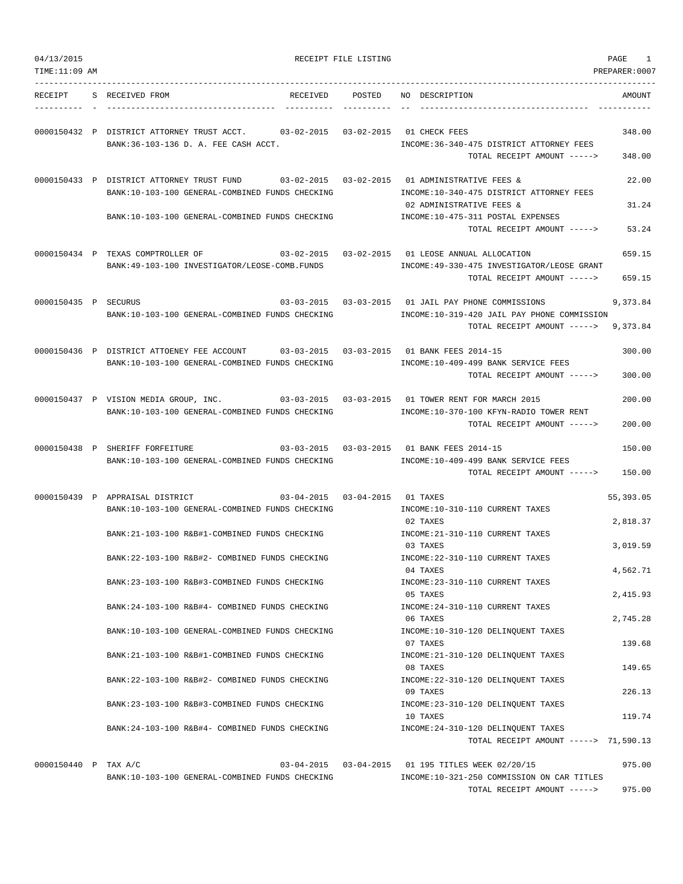04/13/2015 RECEIPT FILE LISTING

TIME:11:09 AM PREPARER:0007

| RECEIPT | S | RECEIVED FROM | RECEIVED | POSTED | NO | DESCRIPTION | AMOUNT |
|---|---|---|---|---|---|---|---|
| 0000150432 | P | DISTRICT ATTORNEY TRUST ACCT. | 03-02-2015 | 03-02-2015 | 01 | CHECK FEES | 348.00 |
| | | BANK:36-103-136 D. A. FEE CASH ACCT. | | | | INCOME:36-340-475 DISTRICT ATTORNEY FEES | |
| | | | | | | TOTAL RECEIPT AMOUNT -----> | 348.00 |
| 0000150433 | P | DISTRICT ATTORNEY TRUST FUND | 03-02-2015 | 03-02-2015 | 01 | ADMINISTRATIVE FEES & | 22.00 |
| | | BANK:10-103-100 GENERAL-COMBINED FUNDS CHECKING | | | | INCOME:10-340-475 DISTRICT ATTORNEY FEES | |
| | | | | | 02 | ADMINISTRATIVE FEES & | 31.24 |
| | | BANK:10-103-100 GENERAL-COMBINED FUNDS CHECKING | | | | INCOME:10-475-311 POSTAL EXPENSES | |
| | | | | | | TOTAL RECEIPT AMOUNT -----> | 53.24 |
| 0000150434 | P | TEXAS COMPTROLLER OF | 03-02-2015 | 03-02-2015 | 01 | LEOSE ANNUAL ALLOCATION | 659.15 |
| | | BANK:49-103-100 INVESTIGATOR/LEOSE-COMB.FUNDS | | | | INCOME:49-330-475 INVESTIGATOR/LEOSE GRANT | |
| | | | | | | TOTAL RECEIPT AMOUNT -----> | 659.15 |
| 0000150435 | P | SECURUS | 03-03-2015 | 03-03-2015 | 01 | JAIL PAY PHONE COMMISSIONS | 9,373.84 |
| | | BANK:10-103-100 GENERAL-COMBINED FUNDS CHECKING | | | | INCOME:10-319-420 JAIL PAY PHONE COMMISSION | |
| | | | | | | TOTAL RECEIPT AMOUNT -----> | 9,373.84 |
| 0000150436 | P | DISTRICT ATTOENEY FEE ACCOUNT | 03-03-2015 | 03-03-2015 | 01 | BANK FEES 2014-15 | 300.00 |
| | | BANK:10-103-100 GENERAL-COMBINED FUNDS CHECKING | | | | INCOME:10-409-499 BANK SERVICE FEES | |
| | | | | | | TOTAL RECEIPT AMOUNT -----> | 300.00 |
| 0000150437 | P | VISION MEDIA GROUP, INC. | 03-03-2015 | 03-03-2015 | 01 | TOWER RENT FOR MARCH 2015 | 200.00 |
| | | BANK:10-103-100 GENERAL-COMBINED FUNDS CHECKING | | | | INCOME:10-370-100 KFYN-RADIO TOWER RENT | |
| | | | | | | TOTAL RECEIPT AMOUNT -----> | 200.00 |
| 0000150438 | P | SHERIFF FORFEITURE | 03-03-2015 | 03-03-2015 | 01 | BANK FEES 2014-15 | 150.00 |
| | | BANK:10-103-100 GENERAL-COMBINED FUNDS CHECKING | | | | INCOME:10-409-499 BANK SERVICE FEES | |
| | | | | | | TOTAL RECEIPT AMOUNT -----> | 150.00 |
| 0000150439 | P | APPRAISAL DISTRICT | 03-04-2015 | 03-04-2015 | 01 | TAXES | 55,393.05 |
| | | BANK:10-103-100 GENERAL-COMBINED FUNDS CHECKING | | | | INCOME:10-310-110 CURRENT TAXES | |
| | | | | | 02 | TAXES | 2,818.37 |
| | | BANK:21-103-100 R&B#1-COMBINED FUNDS CHECKING | | | | INCOME:21-310-110 CURRENT TAXES | |
| | | | | | 03 | TAXES | 3,019.59 |
| | | BANK:22-103-100 R&B#2- COMBINED FUNDS CHECKING | | | | INCOME:22-310-110 CURRENT TAXES | |
| | | | | | 04 | TAXES | 4,562.71 |
| | | BANK:23-103-100 R&B#3-COMBINED FUNDS CHECKING | | | | INCOME:23-310-110 CURRENT TAXES | |
| | | | | | 05 | TAXES | 2,415.93 |
| | | BANK:24-103-100 R&B#4- COMBINED FUNDS CHECKING | | | | INCOME:24-310-110 CURRENT TAXES | |
| | | | | | 06 | TAXES | 2,745.28 |
| | | BANK:10-103-100 GENERAL-COMBINED FUNDS CHECKING | | | | INCOME:10-310-120 DELINQUENT TAXES | |
| | | | | | 07 | TAXES | 139.68 |
| | | BANK:21-103-100 R&B#1-COMBINED FUNDS CHECKING | | | | INCOME:21-310-120 DELINQUENT TAXES | |
| | | | | | 08 | TAXES | 149.65 |
| | | BANK:22-103-100 R&B#2- COMBINED FUNDS CHECKING | | | | INCOME:22-310-120 DELINQUENT TAXES | |
| | | | | | 09 | TAXES | 226.13 |
| | | BANK:23-103-100 R&B#3-COMBINED FUNDS CHECKING | | | | INCOME:23-310-120 DELINQUENT TAXES | |
| | | | | | 10 | TAXES | 119.74 |
| | | BANK:24-103-100 R&B#4- COMBINED FUNDS CHECKING | | | | INCOME:24-310-120 DELINQUENT TAXES | |
| | | | | | | TOTAL RECEIPT AMOUNT -----> | 71,590.13 |
| 0000150440 | P | TAX A/C | 03-04-2015 | 03-04-2015 | 01 | 195 TITLES WEEK 02/20/15 | 975.00 |
| | | BANK:10-103-100 GENERAL-COMBINED FUNDS CHECKING | | | | INCOME:10-321-250 COMMISSION ON CAR TITLES | |
| | | | | | | TOTAL RECEIPT AMOUNT -----> | 975.00 |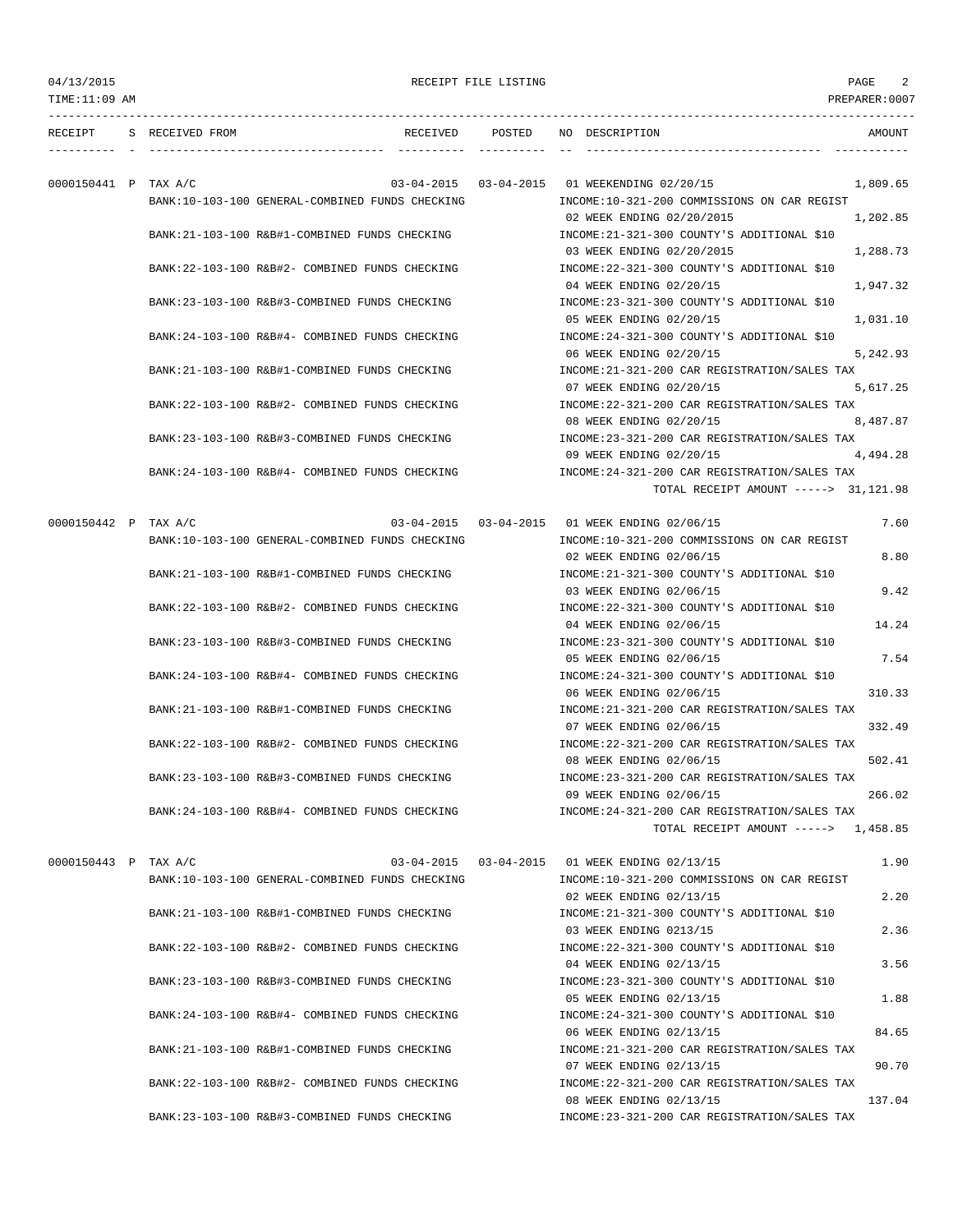RECEIPT FILE LISTING

TIME:11:09 AM PREPARER:0007

| RECEIPT | S | RECEIVED FROM | RECEIVED | POSTED | NO | DESCRIPTION | AMOUNT |
|---|---|---|---|---|---|---|---|
| 0000150441 | P | TAX A/C | 03-04-2015 | 03-04-2015 | 01 | WEEKENDING 02/20/15 | 1,809.65 |
| | | BANK:10-103-100 GENERAL-COMBINED FUNDS CHECKING | | | | INCOME:10-321-200 COMMISSIONS ON CAR REGIST | |
| | | | | | 02 | WEEK ENDING 02/20/2015 | 1,202.85 |
| | | BANK:21-103-100 R&B#1-COMBINED FUNDS CHECKING | | | | INCOME:21-321-300 COUNTY'S ADDITIONAL $10 | |
| | | | | | 03 | WEEK ENDING 02/20/2015 | 1,288.73 |
| | | BANK:22-103-100 R&B#2- COMBINED FUNDS CHECKING | | | | INCOME:22-321-300 COUNTY'S ADDITIONAL $10 | |
| | | | | | 04 | WEEK ENDING 02/20/15 | 1,947.32 |
| | | BANK:23-103-100 R&B#3-COMBINED FUNDS CHECKING | | | | INCOME:23-321-300 COUNTY'S ADDITIONAL $10 | |
| | | | | | 05 | WEEK ENDING 02/20/15 | 1,031.10 |
| | | BANK:24-103-100 R&B#4- COMBINED FUNDS CHECKING | | | | INCOME:24-321-300 COUNTY'S ADDITIONAL $10 | |
| | | | | | 06 | WEEK ENDING 02/20/15 | 5,242.93 |
| | | BANK:21-103-100 R&B#1-COMBINED FUNDS CHECKING | | | | INCOME:21-321-200 CAR REGISTRATION/SALES TAX | |
| | | | | | 07 | WEEK ENDING 02/20/15 | 5,617.25 |
| | | BANK:22-103-100 R&B#2- COMBINED FUNDS CHECKING | | | | INCOME:22-321-200 CAR REGISTRATION/SALES TAX | |
| | | | | | 08 | WEEK ENDING 02/20/15 | 8,487.87 |
| | | BANK:23-103-100 R&B#3-COMBINED FUNDS CHECKING | | | | INCOME:23-321-200 CAR REGISTRATION/SALES TAX | |
| | | | | | 09 | WEEK ENDING 02/20/15 | 4,494.28 |
| | | BANK:24-103-100 R&B#4- COMBINED FUNDS CHECKING | | | | INCOME:24-321-200 CAR REGISTRATION/SALES TAX | |
| | | | | | | TOTAL RECEIPT AMOUNT -----> | 31,121.98 |
| 0000150442 | P | TAX A/C | 03-04-2015 | 03-04-2015 | 01 | WEEK ENDING 02/06/15 | 7.60 |
| | | BANK:10-103-100 GENERAL-COMBINED FUNDS CHECKING | | | | INCOME:10-321-200 COMMISSIONS ON CAR REGIST | |
| | | | | | 02 | WEEK ENDING 02/06/15 | 8.80 |
| | | BANK:21-103-100 R&B#1-COMBINED FUNDS CHECKING | | | | INCOME:21-321-300 COUNTY'S ADDITIONAL $10 | |
| | | | | | 03 | WEEK ENDING 02/06/15 | 9.42 |
| | | BANK:22-103-100 R&B#2- COMBINED FUNDS CHECKING | | | | INCOME:22-321-300 COUNTY'S ADDITIONAL $10 | |
| | | | | | 04 | WEEK ENDING 02/06/15 | 14.24 |
| | | BANK:23-103-100 R&B#3-COMBINED FUNDS CHECKING | | | | INCOME:23-321-300 COUNTY'S ADDITIONAL $10 | |
| | | | | | 05 | WEEK ENDING 02/06/15 | 7.54 |
| | | BANK:24-103-100 R&B#4- COMBINED FUNDS CHECKING | | | | INCOME:24-321-300 COUNTY'S ADDITIONAL $10 | |
| | | | | | 06 | WEEK ENDING 02/06/15 | 310.33 |
| | | BANK:21-103-100 R&B#1-COMBINED FUNDS CHECKING | | | | INCOME:21-321-200 CAR REGISTRATION/SALES TAX | |
| | | | | | 07 | WEEK ENDING 02/06/15 | 332.49 |
| | | BANK:22-103-100 R&B#2- COMBINED FUNDS CHECKING | | | | INCOME:22-321-200 CAR REGISTRATION/SALES TAX | |
| | | | | | 08 | WEEK ENDING 02/06/15 | 502.41 |
| | | BANK:23-103-100 R&B#3-COMBINED FUNDS CHECKING | | | | INCOME:23-321-200 CAR REGISTRATION/SALES TAX | |
| | | | | | 09 | WEEK ENDING 02/06/15 | 266.02 |
| | | BANK:24-103-100 R&B#4- COMBINED FUNDS CHECKING | | | | INCOME:24-321-200 CAR REGISTRATION/SALES TAX | |
| | | | | | | TOTAL RECEIPT AMOUNT -----> | 1,458.85 |
| 0000150443 | P | TAX A/C | 03-04-2015 | 03-04-2015 | 01 | WEEK ENDING 02/13/15 | 1.90 |
| | | BANK:10-103-100 GENERAL-COMBINED FUNDS CHECKING | | | | INCOME:10-321-200 COMMISSIONS ON CAR REGIST | |
| | | | | | 02 | WEEK ENDING 02/13/15 | 2.20 |
| | | BANK:21-103-100 R&B#1-COMBINED FUNDS CHECKING | | | | INCOME:21-321-300 COUNTY'S ADDITIONAL $10 | |
| | | | | | 03 | WEEK ENDING 0213/15 | 2.36 |
| | | BANK:22-103-100 R&B#2- COMBINED FUNDS CHECKING | | | | INCOME:22-321-300 COUNTY'S ADDITIONAL $10 | |
| | | | | | 04 | WEEK ENDING 02/13/15 | 3.56 |
| | | BANK:23-103-100 R&B#3-COMBINED FUNDS CHECKING | | | | INCOME:23-321-300 COUNTY'S ADDITIONAL $10 | |
| | | | | | 05 | WEEK ENDING 02/13/15 | 1.88 |
| | | BANK:24-103-100 R&B#4- COMBINED FUNDS CHECKING | | | | INCOME:24-321-300 COUNTY'S ADDITIONAL $10 | |
| | | | | | 06 | WEEK ENDING 02/13/15 | 84.65 |
| | | BANK:21-103-100 R&B#1-COMBINED FUNDS CHECKING | | | | INCOME:21-321-200 CAR REGISTRATION/SALES TAX | |
| | | | | | 07 | WEEK ENDING 02/13/15 | 90.70 |
| | | BANK:22-103-100 R&B#2- COMBINED FUNDS CHECKING | | | | INCOME:22-321-200 CAR REGISTRATION/SALES TAX | |
| | | | | | 08 | WEEK ENDING 02/13/15 | 137.04 |
| | | BANK:23-103-100 R&B#3-COMBINED FUNDS CHECKING | | | | INCOME:23-321-200 CAR REGISTRATION/SALES TAX | |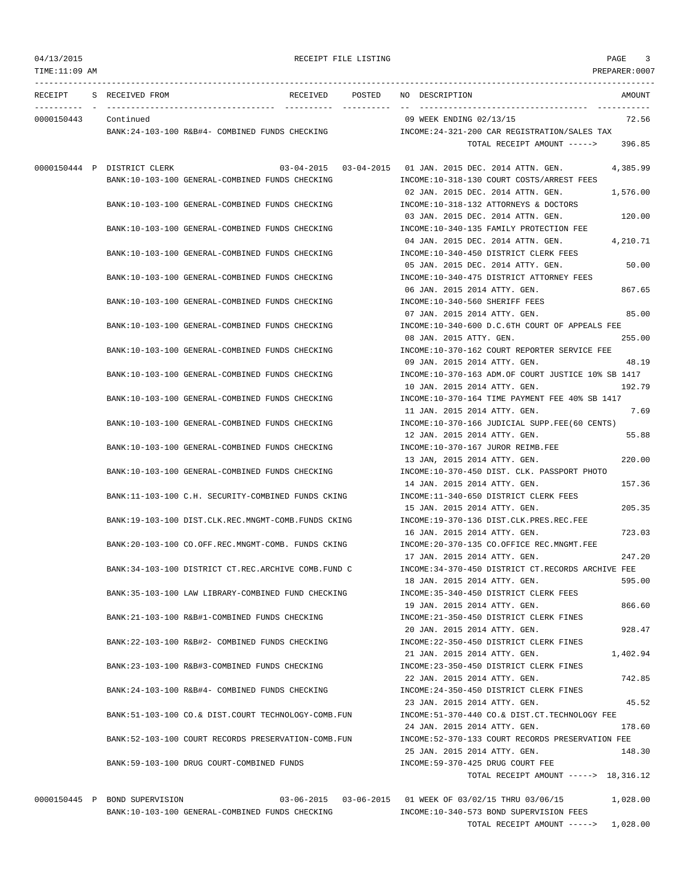| RECEIPT | S | RECEIVED FROM | RECEIVED | POSTED | NO | DESCRIPTION | AMOUNT |
|---|---|---|---|---|---|---|---|
| 0000150443 | | Continued | | | 09 | WEEK ENDING 02/13/15 | 72.56 |
| | | BANK:24-103-100 R&B#4- COMBINED FUNDS CHECKING | | | | INCOME:24-321-200 CAR REGISTRATION/SALES TAX | |
| | | | | | | TOTAL RECEIPT AMOUNT -----> | 396.85 |
| 0000150444 | P | DISTRICT CLERK | 03-04-2015 | 03-04-2015 | 01 | JAN. 2015 DEC. 2014 ATTN. GEN. | 4,385.99 |
| | | BANK:10-103-100 GENERAL-COMBINED FUNDS CHECKING | | | | INCOME:10-318-130 COURT COSTS/ARREST FEES | |
| | | | | | 02 | JAN. 2015 DEC. 2014 ATTN. GEN. | 1,576.00 |
| | | BANK:10-103-100 GENERAL-COMBINED FUNDS CHECKING | | | | INCOME:10-318-132 ATTORNEYS & DOCTORS | |
| | | | | | 03 | JAN. 2015 DEC. 2014 ATTN. GEN. | 120.00 |
| | | BANK:10-103-100 GENERAL-COMBINED FUNDS CHECKING | | | | INCOME:10-340-135 FAMILY PROTECTION FEE | |
| | | | | | 04 | JAN. 2015 DEC. 2014 ATTN. GEN. | 4,210.71 |
| | | BANK:10-103-100 GENERAL-COMBINED FUNDS CHECKING | | | | INCOME:10-340-450 DISTRICT CLERK FEES | |
| | | | | | 05 | JAN. 2015 DEC. 2014 ATTY. GEN. | 50.00 |
| | | BANK:10-103-100 GENERAL-COMBINED FUNDS CHECKING | | | | INCOME:10-340-475 DISTRICT ATTORNEY FEES | |
| | | | | | 06 | JAN. 2015 2014 ATTY. GEN. | 867.65 |
| | | BANK:10-103-100 GENERAL-COMBINED FUNDS CHECKING | | | | INCOME:10-340-560 SHERIFF FEES | |
| | | | | | 07 | JAN. 2015 2014 ATTY. GEN. | 85.00 |
| | | BANK:10-103-100 GENERAL-COMBINED FUNDS CHECKING | | | | INCOME:10-340-600 D.C.6TH COURT OF APPEALS FEE | |
| | | | | | 08 | JAN. 2015 ATTY. GEN. | 255.00 |
| | | BANK:10-103-100 GENERAL-COMBINED FUNDS CHECKING | | | | INCOME:10-370-162 COURT REPORTER SERVICE FEE | |
| | | | | | 09 | JAN. 2015 2014 ATTY. GEN. | 48.19 |
| | | BANK:10-103-100 GENERAL-COMBINED FUNDS CHECKING | | | | INCOME:10-370-163 ADM.OF COURT JUSTICE 10% SB 1417 | |
| | | | | | 10 | JAN. 2015 2014 ATTY. GEN. | 192.79 |
| | | BANK:10-103-100 GENERAL-COMBINED FUNDS CHECKING | | | | INCOME:10-370-164 TIME PAYMENT FEE 40% SB 1417 | |
| | | | | | 11 | JAN. 2015 2014 ATTY. GEN. | 7.69 |
| | | BANK:10-103-100 GENERAL-COMBINED FUNDS CHECKING | | | | INCOME:10-370-166 JUDICIAL SUPP.FEE(60 CENTS) | |
| | | | | | 12 | JAN. 2015 2014 ATTY. GEN. | 55.88 |
| | | BANK:10-103-100 GENERAL-COMBINED FUNDS CHECKING | | | | INCOME:10-370-167 JUROR REIMB.FEE | |
| | | | | | 13 | JAN, 2015 2014 ATTY. GEN. | 220.00 |
| | | BANK:10-103-100 GENERAL-COMBINED FUNDS CHECKING | | | | INCOME:10-370-450 DIST. CLK. PASSPORT PHOTO | |
| | | | | | 14 | JAN. 2015 2014 ATTY. GEN. | 157.36 |
| | | BANK:11-103-100 C.H. SECURITY-COMBINED FUNDS CKING | | | | INCOME:11-340-650 DISTRICT CLERK FEES | |
| | | | | | 15 | JAN. 2015 2014 ATTY. GEN. | 205.35 |
| | | BANK:19-103-100 DIST.CLK.REC.MNGMT-COMB.FUNDS CKING | | | | INCOME:19-370-136 DIST.CLK.PRES.REC.FEE | |
| | | | | | 16 | JAN. 2015 2014 ATTY. GEN. | 723.03 |
| | | BANK:20-103-100 CO.OFF.REC.MNGMT-COMB. FUNDS CKING | | | | INCOME:20-370-135 CO.OFFICE REC.MNGMT.FEE | |
| | | | | | 17 | JAN. 2015 2014 ATTY. GEN. | 247.20 |
| | | BANK:34-103-100 DISTRICT CT.REC.ARCHIVE COMB.FUND C | | | | INCOME:34-370-450 DISTRICT CT.RECORDS ARCHIVE FEE | |
| | | | | | 18 | JAN. 2015 2014 ATTY. GEN. | 595.00 |
| | | BANK:35-103-100 LAW LIBRARY-COMBINED FUND CHECKING | | | | INCOME:35-340-450 DISTRICT CLERK FEES | |
| | | | | | 19 | JAN. 2015 2014 ATTY. GEN. | 866.60 |
| | | BANK:21-103-100 R&B#1-COMBINED FUNDS CHECKING | | | | INCOME:21-350-450 DISTRICT CLERK FINES | |
| | | | | | 20 | JAN. 2015 2014 ATTY. GEN. | 928.47 |
| | | BANK:22-103-100 R&B#2- COMBINED FUNDS CHECKING | | | | INCOME:22-350-450 DISTRICT CLERK FINES | |
| | | | | | 21 | JAN. 2015 2014 ATTY. GEN. | 1,402.94 |
| | | BANK:23-103-100 R&B#3-COMBINED FUNDS CHECKING | | | | INCOME:23-350-450 DISTRICT CLERK FINES | |
| | | | | | 22 | JAN. 2015 2014 ATTY. GEN. | 742.85 |
| | | BANK:24-103-100 R&B#4- COMBINED FUNDS CHECKING | | | | INCOME:24-350-450 DISTRICT CLERK FINES | |
| | | | | | 23 | JAN. 2015 2014 ATTY. GEN. | 45.52 |
| | | BANK:51-103-100 CO.& DIST.COURT TECHNOLOGY-COMB.FUN | | | | INCOME:51-370-440 CO.& DIST.CT.TECHNOLOGY FEE | |
| | | | | | 24 | JAN. 2015 2014 ATTY. GEN. | 178.60 |
| | | BANK:52-103-100 COURT RECORDS PRESERVATION-COMB.FUN | | | | INCOME:52-370-133 COURT RECORDS PRESERVATION FEE | |
| | | | | | 25 | JAN. 2015 2014 ATTY. GEN. | 148.30 |
| | | BANK:59-103-100 DRUG COURT-COMBINED FUNDS | | | | INCOME:59-370-425 DRUG COURT FEE | |
| | | | | | | TOTAL RECEIPT AMOUNT -----> | 18,316.12 |
| 0000150445 | P | BOND SUPERVISION | 03-06-2015 | 03-06-2015 | 01 | WEEK OF 03/02/15 THRU 03/06/15 | 1,028.00 |
| | | BANK:10-103-100 GENERAL-COMBINED FUNDS CHECKING | | | | INCOME:10-340-573 BOND SUPERVISION FEES | |
| | | | | | | TOTAL RECEIPT AMOUNT -----> | 1,028.00 |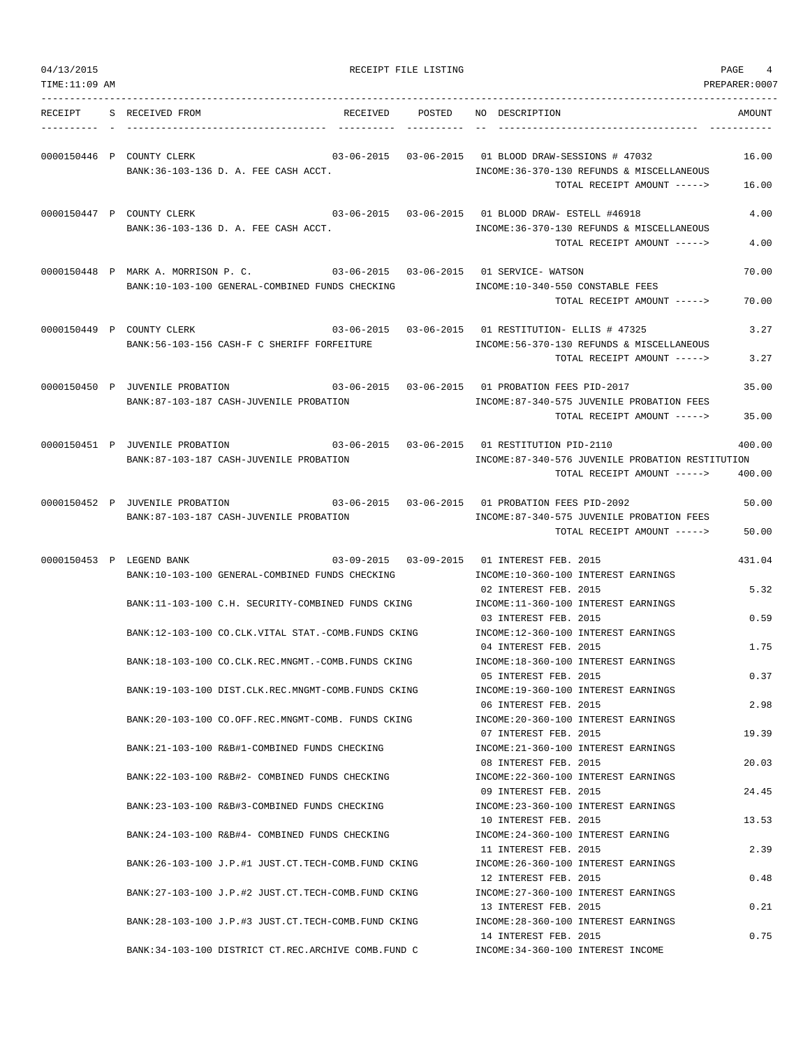| RECEIPT | S | RECEIVED FROM | RECEIVED | POSTED | NO | DESCRIPTION | AMOUNT |
|---|---|---|---|---|---|---|---|
| 0000150446 | P | COUNTY CLERK | 03-06-2015 | 03-06-2015 | 01 | BLOOD DRAW-SESSIONS # 47032 | 16.00 |
| | | BANK:36-103-136 D. A. FEE CASH ACCT. | | | | INCOME:36-370-130 REFUNDS & MISCELLANEOUS | |
| | | | | | | TOTAL RECEIPT AMOUNT -----> | 16.00 |
| 0000150447 | P | COUNTY CLERK | 03-06-2015 | 03-06-2015 | 01 | BLOOD DRAW- ESTELL #46918 | 4.00 |
| | | BANK:36-103-136 D. A. FEE CASH ACCT. | | | | INCOME:36-370-130 REFUNDS & MISCELLANEOUS | |
| | | | | | | TOTAL RECEIPT AMOUNT -----> | 4.00 |
| 0000150448 | P | MARK A. MORRISON P. C. | 03-06-2015 | 03-06-2015 | 01 | SERVICE- WATSON | 70.00 |
| | | BANK:10-103-100 GENERAL-COMBINED FUNDS CHECKING | | | | INCOME:10-340-550 CONSTABLE FEES | |
| | | | | | | TOTAL RECEIPT AMOUNT -----> | 70.00 |
| 0000150449 | P | COUNTY CLERK | 03-06-2015 | 03-06-2015 | 01 | RESTITUTION- ELLIS # 47325 | 3.27 |
| | | BANK:56-103-156 CASH-F C SHERIFF FORFEITURE | | | | INCOME:56-370-130 REFUNDS & MISCELLANEOUS | |
| | | | | | | TOTAL RECEIPT AMOUNT -----> | 3.27 |
| 0000150450 | P | JUVENILE PROBATION | 03-06-2015 | 03-06-2015 | 01 | PROBATION FEES PID-2017 | 35.00 |
| | | BANK:87-103-187 CASH-JUVENILE PROBATION | | | | INCOME:87-340-575 JUVENILE PROBATION FEES | |
| | | | | | | TOTAL RECEIPT AMOUNT -----> | 35.00 |
| 0000150451 | P | JUVENILE PROBATION | 03-06-2015 | 03-06-2015 | 01 | RESTITUTION PID-2110 | 400.00 |
| | | BANK:87-103-187 CASH-JUVENILE PROBATION | | | | INCOME:87-340-576 JUVENILE PROBATION RESTITUTION | |
| | | | | | | TOTAL RECEIPT AMOUNT -----> | 400.00 |
| 0000150452 | P | JUVENILE PROBATION | 03-06-2015 | 03-06-2015 | 01 | PROBATION FEES PID-2092 | 50.00 |
| | | BANK:87-103-187 CASH-JUVENILE PROBATION | | | | INCOME:87-340-575 JUVENILE PROBATION FEES | |
| | | | | | | TOTAL RECEIPT AMOUNT -----> | 50.00 |
| 0000150453 | P | LEGEND BANK | 03-09-2015 | 03-09-2015 | 01 | INTEREST FEB. 2015 | 431.04 |
| | | BANK:10-103-100 GENERAL-COMBINED FUNDS CHECKING | | | | INCOME:10-360-100 INTEREST EARNINGS | |
| | | | | | 02 | INTEREST FEB. 2015 | 5.32 |
| | | BANK:11-103-100 C.H. SECURITY-COMBINED FUNDS CKING | | | | INCOME:11-360-100 INTEREST EARNINGS | |
| | | | | | 03 | INTEREST FEB. 2015 | 0.59 |
| | | BANK:12-103-100 CO.CLK.VITAL STAT.-COMB.FUNDS CKING | | | | INCOME:12-360-100 INTEREST EARNINGS | |
| | | | | | 04 | INTEREST FEB. 2015 | 1.75 |
| | | BANK:18-103-100 CO.CLK.REC.MNGMT.-COMB.FUNDS CKING | | | | INCOME:18-360-100 INTEREST EARNINGS | |
| | | | | | 05 | INTEREST FEB. 2015 | 0.37 |
| | | BANK:19-103-100 DIST.CLK.REC.MNGMT-COMB.FUNDS CKING | | | | INCOME:19-360-100 INTEREST EARNINGS | |
| | | | | | 06 | INTEREST FEB. 2015 | 2.98 |
| | | BANK:20-103-100 CO.OFF.REC.MNGMT-COMB. FUNDS CKING | | | | INCOME:20-360-100 INTEREST EARNINGS | |
| | | | | | 07 | INTEREST FEB. 2015 | 19.39 |
| | | BANK:21-103-100 R&B#1-COMBINED FUNDS CHECKING | | | | INCOME:21-360-100 INTEREST EARNINGS | |
| | | | | | 08 | INTEREST FEB. 2015 | 20.03 |
| | | BANK:22-103-100 R&B#2- COMBINED FUNDS CHECKING | | | | INCOME:22-360-100 INTEREST EARNINGS | |
| | | | | | 09 | INTEREST FEB. 2015 | 24.45 |
| | | BANK:23-103-100 R&B#3-COMBINED FUNDS CHECKING | | | | INCOME:23-360-100 INTEREST EARNINGS | |
| | | | | | 10 | INTEREST FEB. 2015 | 13.53 |
| | | BANK:24-103-100 R&B#4- COMBINED FUNDS CHECKING | | | | INCOME:24-360-100 INTEREST EARNING | |
| | | | | | 11 | INTEREST FEB. 2015 | 2.39 |
| | | BANK:26-103-100 J.P.#1 JUST.CT.TECH-COMB.FUND CKING | | | | INCOME:26-360-100 INTEREST EARNINGS | |
| | | | | | 12 | INTEREST FEB. 2015 | 0.48 |
| | | BANK:27-103-100 J.P.#2 JUST.CT.TECH-COMB.FUND CKING | | | | INCOME:27-360-100 INTEREST EARNINGS | |
| | | | | | 13 | INTEREST FEB. 2015 | 0.21 |
| | | BANK:28-103-100 J.P.#3 JUST.CT.TECH-COMB.FUND CKING | | | | INCOME:28-360-100 INTEREST EARNINGS | |
| | | | | | 14 | INTEREST FEB. 2015 | 0.75 |
| | | BANK:34-103-100 DISTRICT CT.REC.ARCHIVE COMB.FUND C | | | | INCOME:34-360-100 INTEREST INCOME | |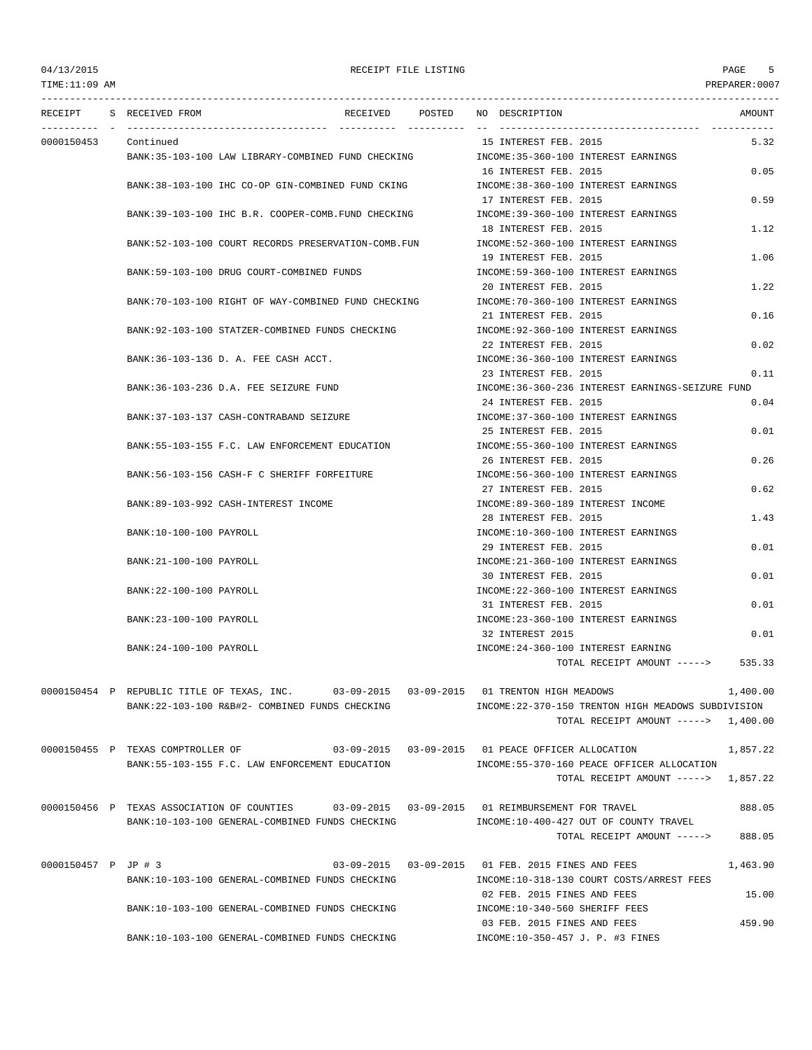RECEIPT FILE LISTING

TIME:11:09 AM PREPARER:0007

| RECEIPT | S | RECEIVED FROM | RECEIVED | POSTED | NO | DESCRIPTION | AMOUNT |
|---|---|---|---|---|---|---|---|
| 0000150453 | | Continued | | | 15 | INTEREST FEB. 2015 | 5.32 |
| | | BANK:35-103-100 LAW LIBRARY-COMBINED FUND CHECKING | | | | INCOME:35-360-100 INTEREST EARNINGS | |
| | | | | | 16 | INTEREST FEB. 2015 | 0.05 |
| | | BANK:38-103-100 IHC CO-OP GIN-COMBINED FUND CKING | | | | INCOME:38-360-100 INTEREST EARNINGS | |
| | | | | | 17 | INTEREST FEB. 2015 | 0.59 |
| | | BANK:39-103-100 IHC B.R. COOPER-COMB.FUND CHECKING | | | | INCOME:39-360-100 INTEREST EARNINGS | |
| | | | | | 18 | INTEREST FEB. 2015 | 1.12 |
| | | BANK:52-103-100 COURT RECORDS PRESERVATION-COMB.FUN | | | | INCOME:52-360-100 INTEREST EARNINGS | |
| | | | | | 19 | INTEREST FEB. 2015 | 1.06 |
| | | BANK:59-103-100 DRUG COURT-COMBINED FUNDS | | | | INCOME:59-360-100 INTEREST EARNINGS | |
| | | | | | 20 | INTEREST FEB. 2015 | 1.22 |
| | | BANK:70-103-100 RIGHT OF WAY-COMBINED FUND CHECKING | | | | INCOME:70-360-100 INTEREST EARNINGS | |
| | | | | | 21 | INTEREST FEB. 2015 | 0.16 |
| | | BANK:92-103-100 STATZER-COMBINED FUNDS CHECKING | | | | INCOME:92-360-100 INTEREST EARNINGS | |
| | | | | | 22 | INTEREST FEB. 2015 | 0.02 |
| | | BANK:36-103-136 D. A. FEE CASH ACCT. | | | | INCOME:36-360-100 INTEREST EARNINGS | |
| | | | | | 23 | INTEREST FEB. 2015 | 0.11 |
| | | BANK:36-103-236 D.A. FEE SEIZURE FUND | | | | INCOME:36-360-236 INTEREST EARNINGS-SEIZURE FUND | |
| | | | | | 24 | INTEREST FEB. 2015 | 0.04 |
| | | BANK:37-103-137 CASH-CONTRABAND SEIZURE | | | | INCOME:37-360-100 INTEREST EARNINGS | |
| | | | | | 25 | INTEREST FEB. 2015 | 0.01 |
| | | BANK:55-103-155 F.C. LAW ENFORCEMENT EDUCATION | | | | INCOME:55-360-100 INTEREST EARNINGS | |
| | | | | | 26 | INTEREST FEB. 2015 | 0.26 |
| | | BANK:56-103-156 CASH-F C SHERIFF FORFEITURE | | | | INCOME:56-360-100 INTEREST EARNINGS | |
| | | | | | 27 | INTEREST FEB. 2015 | 0.62 |
| | | BANK:89-103-992 CASH-INTEREST INCOME | | | | INCOME:89-360-189 INTEREST INCOME | |
| | | | | | 28 | INTEREST FEB. 2015 | 1.43 |
| | | BANK:10-100-100 PAYROLL | | | | INCOME:10-360-100 INTEREST EARNINGS | |
| | | | | | 29 | INTEREST FEB. 2015 | 0.01 |
| | | BANK:21-100-100 PAYROLL | | | | INCOME:21-360-100 INTEREST EARNINGS | |
| | | | | | 30 | INTEREST FEB. 2015 | 0.01 |
| | | BANK:22-100-100 PAYROLL | | | | INCOME:22-360-100 INTEREST EARNINGS | |
| | | | | | 31 | INTEREST FEB. 2015 | 0.01 |
| | | BANK:23-100-100 PAYROLL | | | | INCOME:23-360-100 INTEREST EARNINGS | |
| | | | | | 32 | INTEREST 2015 | 0.01 |
| | | BANK:24-100-100 PAYROLL | | | | INCOME:24-360-100 INTEREST EARNING | |
| | | | | | | TOTAL RECEIPT AMOUNT -----> | 535.33 |
| 0000150454 | P | REPUBLIC TITLE OF TEXAS, INC. | 03-09-2015 | 03-09-2015 | 01 | TRENTON HIGH MEADOWS | 1,400.00 |
| | | BANK:22-103-100 R&B#2- COMBINED FUNDS CHECKING | | | | INCOME:22-370-150 TRENTON HIGH MEADOWS SUBDIVISION | |
| | | | | | | TOTAL RECEIPT AMOUNT -----> | 1,400.00 |
| 0000150455 | P | TEXAS COMPTROLLER OF | 03-09-2015 | 03-09-2015 | 01 | PEACE OFFICER ALLOCATION | 1,857.22 |
| | | BANK:55-103-155 F.C. LAW ENFORCEMENT EDUCATION | | | | INCOME:55-370-160 PEACE OFFICER ALLOCATION | |
| | | | | | | TOTAL RECEIPT AMOUNT -----> | 1,857.22 |
| 0000150456 | P | TEXAS ASSOCIATION OF COUNTIES | 03-09-2015 | 03-09-2015 | 01 | REIMBURSEMENT FOR TRAVEL | 888.05 |
| | | BANK:10-103-100 GENERAL-COMBINED FUNDS CHECKING | | | | INCOME:10-400-427 OUT OF COUNTY TRAVEL | |
| | | | | | | TOTAL RECEIPT AMOUNT -----> | 888.05 |
| 0000150457 | P | JP # 3 | 03-09-2015 | 03-09-2015 | 01 | FEB. 2015 FINES AND FEES | 1,463.90 |
| | | BANK:10-103-100 GENERAL-COMBINED FUNDS CHECKING | | | | INCOME:10-318-130 COURT COSTS/ARREST FEES | |
| | | | | | 02 | FEB. 2015 FINES AND FEES | 15.00 |
| | | BANK:10-103-100 GENERAL-COMBINED FUNDS CHECKING | | | | INCOME:10-340-560 SHERIFF FEES | |
| | | | | | 03 | FEB. 2015 FINES AND FEES | 459.90 |
| | | BANK:10-103-100 GENERAL-COMBINED FUNDS CHECKING | | | | INCOME:10-350-457 J. P. #3 FINES | |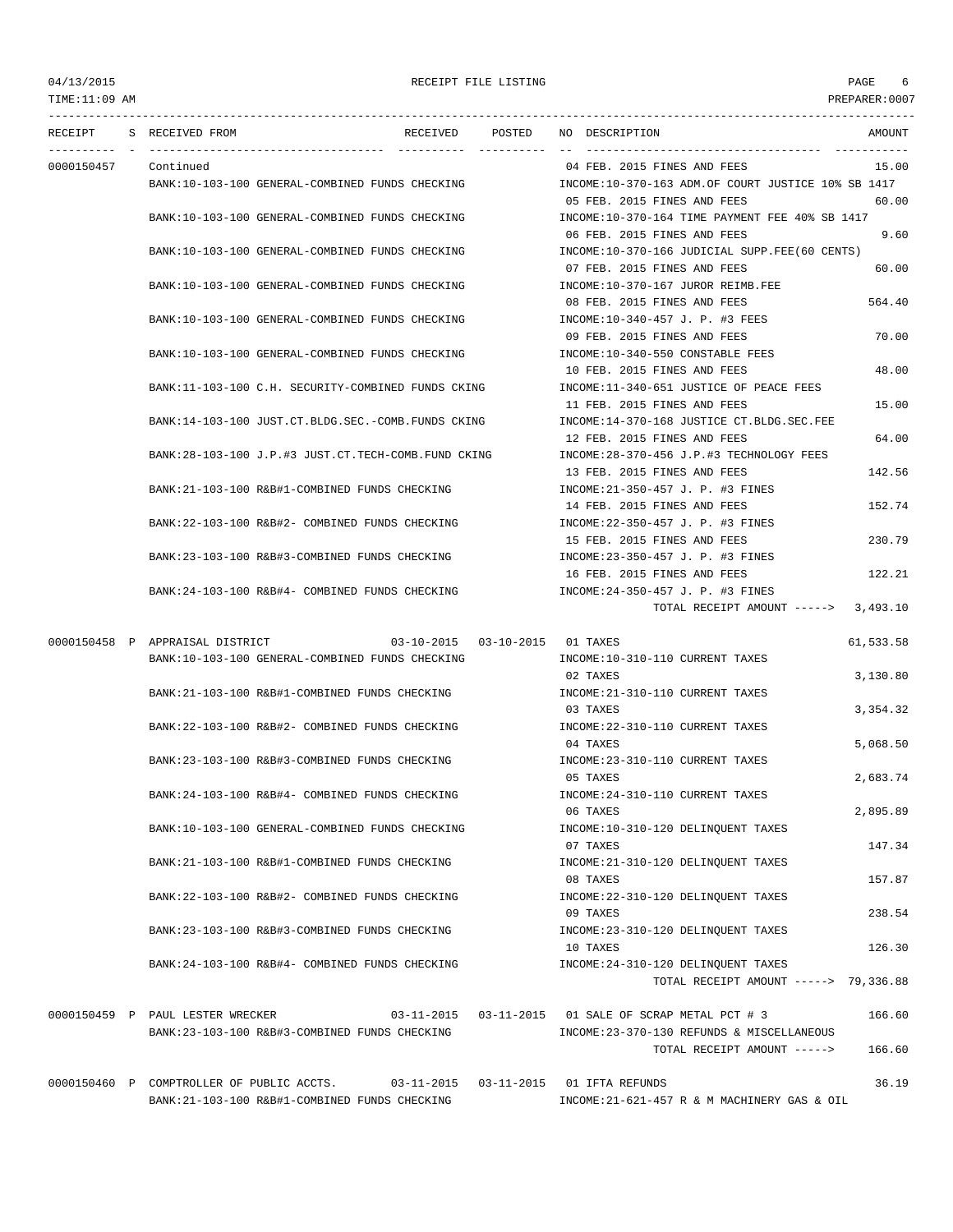RECEIPT FILE LISTING

| RECEIPT | S | RECEIVED FROM | RECEIVED | POSTED | NO | DESCRIPTION | AMOUNT |
|---|---|---|---|---|---|---|---|
| 0000150457 | | Continued | | | 04 | FEB. 2015 FINES AND FEES | 15.00 |
| | | BANK:10-103-100 GENERAL-COMBINED FUNDS CHECKING | | | | INCOME:10-370-163 ADM.OF COURT JUSTICE 10% SB 1417 | |
| | | | | | 05 | FEB. 2015 FINES AND FEES | 60.00 |
| | | BANK:10-103-100 GENERAL-COMBINED FUNDS CHECKING | | | | INCOME:10-370-164 TIME PAYMENT FEE 40% SB 1417 | |
| | | | | | 06 | FEB. 2015 FINES AND FEES | 9.60 |
| | | BANK:10-103-100 GENERAL-COMBINED FUNDS CHECKING | | | | INCOME:10-370-166 JUDICIAL SUPP.FEE(60 CENTS) | |
| | | | | | 07 | FEB. 2015 FINES AND FEES | 60.00 |
| | | BANK:10-103-100 GENERAL-COMBINED FUNDS CHECKING | | | | INCOME:10-370-167 JUROR REIMB.FEE | |
| | | | | | 08 | FEB. 2015 FINES AND FEES | 564.40 |
| | | BANK:10-103-100 GENERAL-COMBINED FUNDS CHECKING | | | | INCOME:10-340-457 J. P. #3 FEES | |
| | | | | | 09 | FEB. 2015 FINES AND FEES | 70.00 |
| | | BANK:10-103-100 GENERAL-COMBINED FUNDS CHECKING | | | | INCOME:10-340-550 CONSTABLE FEES | |
| | | | | | 10 | FEB. 2015 FINES AND FEES | 48.00 |
| | | BANK:11-103-100 C.H. SECURITY-COMBINED FUNDS CKING | | | | INCOME:11-340-651 JUSTICE OF PEACE FEES | |
| | | | | | 11 | FEB. 2015 FINES AND FEES | 15.00 |
| | | BANK:14-103-100 JUST.CT.BLDG.SEC.-COMB.FUNDS CKING | | | | INCOME:14-370-168 JUSTICE CT.BLDG.SEC.FEE | |
| | | | | | 12 | FEB. 2015 FINES AND FEES | 64.00 |
| | | BANK:28-103-100 J.P.#3 JUST.CT.TECH-COMB.FUND CKING | | | | INCOME:28-370-456 J.P.#3 TECHNOLOGY FEES | |
| | | | | | 13 | FEB. 2015 FINES AND FEES | 142.56 |
| | | BANK:21-103-100 R&B#1-COMBINED FUNDS CHECKING | | | | INCOME:21-350-457 J. P. #3 FINES | |
| | | | | | 14 | FEB. 2015 FINES AND FEES | 152.74 |
| | | BANK:22-103-100 R&B#2- COMBINED FUNDS CHECKING | | | | INCOME:22-350-457 J. P. #3 FINES | |
| | | | | | 15 | FEB. 2015 FINES AND FEES | 230.79 |
| | | BANK:23-103-100 R&B#3-COMBINED FUNDS CHECKING | | | | INCOME:23-350-457 J. P. #3 FINES | |
| | | | | | 16 | FEB. 2015 FINES AND FEES | 122.21 |
| | | BANK:24-103-100 R&B#4- COMBINED FUNDS CHECKING | | | | INCOME:24-350-457 J. P. #3 FINES | |
| | | | | | | TOTAL RECEIPT AMOUNT -----> | 3,493.10 |
| 0000150458 | P | APPRAISAL DISTRICT | 03-10-2015 | 03-10-2015 | 01 | TAXES | 61,533.58 |
| | | BANK:10-103-100 GENERAL-COMBINED FUNDS CHECKING | | | | INCOME:10-310-110 CURRENT TAXES | |
| | | | | | 02 | TAXES | 3,130.80 |
| | | BANK:21-103-100 R&B#1-COMBINED FUNDS CHECKING | | | | INCOME:21-310-110 CURRENT TAXES | |
| | | | | | 03 | TAXES | 3,354.32 |
| | | BANK:22-103-100 R&B#2- COMBINED FUNDS CHECKING | | | | INCOME:22-310-110 CURRENT TAXES | |
| | | | | | 04 | TAXES | 5,068.50 |
| | | BANK:23-103-100 R&B#3-COMBINED FUNDS CHECKING | | | | INCOME:23-310-110 CURRENT TAXES | |
| | | | | | 05 | TAXES | 2,683.74 |
| | | BANK:24-103-100 R&B#4- COMBINED FUNDS CHECKING | | | | INCOME:24-310-110 CURRENT TAXES | |
| | | | | | 06 | TAXES | 2,895.89 |
| | | BANK:10-103-100 GENERAL-COMBINED FUNDS CHECKING | | | | INCOME:10-310-120 DELINQUENT TAXES | |
| | | | | | 07 | TAXES | 147.34 |
| | | BANK:21-103-100 R&B#1-COMBINED FUNDS CHECKING | | | | INCOME:21-310-120 DELINQUENT TAXES | |
| | | | | | 08 | TAXES | 157.87 |
| | | BANK:22-103-100 R&B#2- COMBINED FUNDS CHECKING | | | | INCOME:22-310-120 DELINQUENT TAXES | |
| | | | | | 09 | TAXES | 238.54 |
| | | BANK:23-103-100 R&B#3-COMBINED FUNDS CHECKING | | | | INCOME:23-310-120 DELINQUENT TAXES | |
| | | | | | 10 | TAXES | 126.30 |
| | | BANK:24-103-100 R&B#4- COMBINED FUNDS CHECKING | | | | INCOME:24-310-120 DELINQUENT TAXES | |
| | | | | | | TOTAL RECEIPT AMOUNT -----> | 79,336.88 |
| 0000150459 | P | PAUL LESTER WRECKER | 03-11-2015 | 03-11-2015 | 01 | SALE OF SCRAP METAL PCT # 3 | 166.60 |
| | | BANK:23-103-100 R&B#3-COMBINED FUNDS CHECKING | | | | INCOME:23-370-130 REFUNDS & MISCELLANEOUS | |
| | | | | | | TOTAL RECEIPT AMOUNT -----> | 166.60 |
| 0000150460 | P | COMPTROLLER OF PUBLIC ACCTS. | 03-11-2015 | 03-11-2015 | 01 | IFTA REFUNDS | 36.19 |
| | | BANK:21-103-100 R&B#1-COMBINED FUNDS CHECKING | | | | INCOME:21-621-457 R & M MACHINERY GAS & OIL | |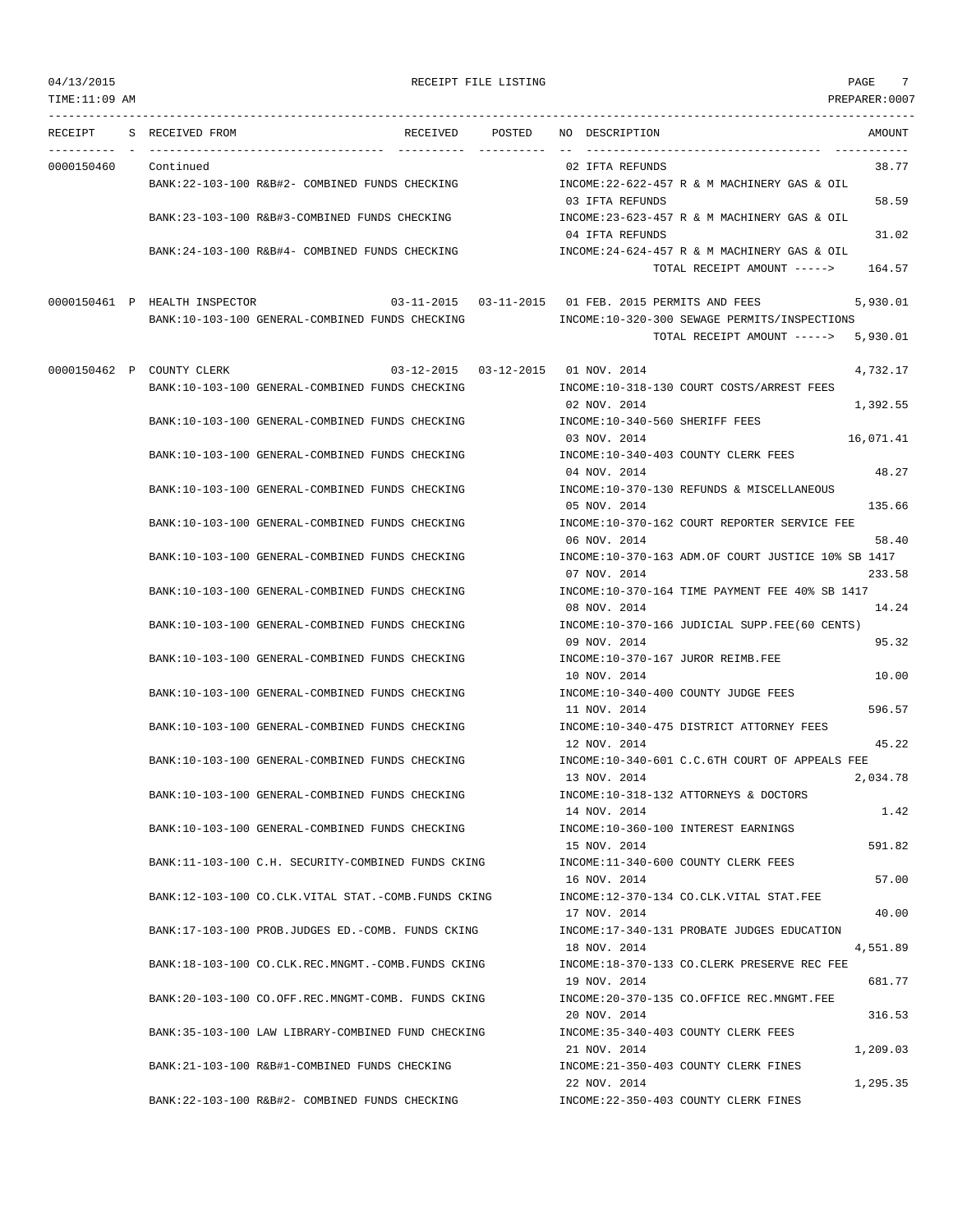| RECEIPT | S | RECEIVED FROM | RECEIVED | POSTED | NO | DESCRIPTION | AMOUNT |
|---|---|---|---|---|---|---|---|
| 0000150460 | | Continued | | | 02 | IFTA REFUNDS | 38.77 |
| | | BANK:22-103-100 R&B#2- COMBINED FUNDS CHECKING | | | | INCOME:22-622-457 R & M MACHINERY GAS & OIL | |
| | | | | | 03 | IFTA REFUNDS | 58.59 |
| | | BANK:23-103-100 R&B#3-COMBINED FUNDS CHECKING | | | | INCOME:23-623-457 R & M MACHINERY GAS & OIL | |
| | | | | | 04 | IFTA REFUNDS | 31.02 |
| | | BANK:24-103-100 R&B#4- COMBINED FUNDS CHECKING | | | | INCOME:24-624-457 R & M MACHINERY GAS & OIL | |
| | | | | | | TOTAL RECEIPT AMOUNT -----> | 164.57 |
| 0000150461 | P | HEALTH INSPECTOR | 03-11-2015 | 03-11-2015 | 01 | FEB. 2015 PERMITS AND FEES | 5,930.01 |
| | | BANK:10-103-100 GENERAL-COMBINED FUNDS CHECKING | | | | INCOME:10-320-300 SEWAGE PERMITS/INSPECTIONS | |
| | | | | | | TOTAL RECEIPT AMOUNT -----> | 5,930.01 |
| 0000150462 | P | COUNTY CLERK | 03-12-2015 | 03-12-2015 | 01 | NOV. 2014 | 4,732.17 |
| | | BANK:10-103-100 GENERAL-COMBINED FUNDS CHECKING | | | | INCOME:10-318-130 COURT COSTS/ARREST FEES | |
| | | | | | 02 | NOV. 2014 | 1,392.55 |
| | | BANK:10-103-100 GENERAL-COMBINED FUNDS CHECKING | | | | INCOME:10-340-560 SHERIFF FEES | |
| | | | | | 03 | NOV. 2014 | 16,071.41 |
| | | BANK:10-103-100 GENERAL-COMBINED FUNDS CHECKING | | | | INCOME:10-340-403 COUNTY CLERK FEES | |
| | | | | | 04 | NOV. 2014 | 48.27 |
| | | BANK:10-103-100 GENERAL-COMBINED FUNDS CHECKING | | | | INCOME:10-370-130 REFUNDS & MISCELLANEOUS | |
| | | | | | 05 | NOV. 2014 | 135.66 |
| | | BANK:10-103-100 GENERAL-COMBINED FUNDS CHECKING | | | | INCOME:10-370-162 COURT REPORTER SERVICE FEE | |
| | | | | | 06 | NOV. 2014 | 58.40 |
| | | BANK:10-103-100 GENERAL-COMBINED FUNDS CHECKING | | | | INCOME:10-370-163 ADM.OF COURT JUSTICE 10% SB 1417 | |
| | | | | | 07 | NOV. 2014 | 233.58 |
| | | BANK:10-103-100 GENERAL-COMBINED FUNDS CHECKING | | | | INCOME:10-370-164 TIME PAYMENT FEE 40% SB 1417 | |
| | | | | | 08 | NOV. 2014 | 14.24 |
| | | BANK:10-103-100 GENERAL-COMBINED FUNDS CHECKING | | | | INCOME:10-370-166 JUDICIAL SUPP.FEE(60 CENTS) | |
| | | | | | 09 | NOV. 2014 | 95.32 |
| | | BANK:10-103-100 GENERAL-COMBINED FUNDS CHECKING | | | | INCOME:10-370-167 JUROR REIMB.FEE | |
| | | | | | 10 | NOV. 2014 | 10.00 |
| | | BANK:10-103-100 GENERAL-COMBINED FUNDS CHECKING | | | | INCOME:10-340-400 COUNTY JUDGE FEES | |
| | | | | | 11 | NOV. 2014 | 596.57 |
| | | BANK:10-103-100 GENERAL-COMBINED FUNDS CHECKING | | | | INCOME:10-340-475 DISTRICT ATTORNEY FEES | |
| | | | | | 12 | NOV. 2014 | 45.22 |
| | | BANK:10-103-100 GENERAL-COMBINED FUNDS CHECKING | | | | INCOME:10-340-601 C.C.6TH COURT OF APPEALS FEE | |
| | | | | | 13 | NOV. 2014 | 2,034.78 |
| | | BANK:10-103-100 GENERAL-COMBINED FUNDS CHECKING | | | | INCOME:10-318-132 ATTORNEYS & DOCTORS | |
| | | | | | 14 | NOV. 2014 | 1.42 |
| | | BANK:10-103-100 GENERAL-COMBINED FUNDS CHECKING | | | | INCOME:10-360-100 INTEREST EARNINGS | |
| | | | | | 15 | NOV. 2014 | 591.82 |
| | | BANK:11-103-100 C.H. SECURITY-COMBINED FUNDS CKING | | | | INCOME:11-340-600 COUNTY CLERK FEES | |
| | | | | | 16 | NOV. 2014 | 57.00 |
| | | BANK:12-103-100 CO.CLK.VITAL STAT.-COMB.FUNDS CKING | | | | INCOME:12-370-134 CO.CLK.VITAL STAT.FEE | |
| | | | | | 17 | NOV. 2014 | 40.00 |
| | | BANK:17-103-100 PROB.JUDGES ED.-COMB. FUNDS CKING | | | | INCOME:17-340-131 PROBATE JUDGES EDUCATION | |
| | | | | | 18 | NOV. 2014 | 4,551.89 |
| | | BANK:18-103-100 CO.CLK.REC.MNGMT.-COMB.FUNDS CKING | | | | INCOME:18-370-133 CO.CLERK PRESERVE REC FEE | |
| | | | | | 19 | NOV. 2014 | 681.77 |
| | | BANK:20-103-100 CO.OFF.REC.MNGMT-COMB. FUNDS CKING | | | | INCOME:20-370-135 CO.OFFICE REC.MNGMT.FEE | |
| | | | | | 20 | NOV. 2014 | 316.53 |
| | | BANK:35-103-100 LAW LIBRARY-COMBINED FUND CHECKING | | | | INCOME:35-340-403 COUNTY CLERK FEES | |
| | | | | | 21 | NOV. 2014 | 1,209.03 |
| | | BANK:21-103-100 R&B#1-COMBINED FUNDS CHECKING | | | | INCOME:21-350-403 COUNTY CLERK FINES | |
| | | | | | 22 | NOV. 2014 | 1,295.35 |
| | | BANK:22-103-100 R&B#2- COMBINED FUNDS CHECKING | | | | INCOME:22-350-403 COUNTY CLERK FINES | |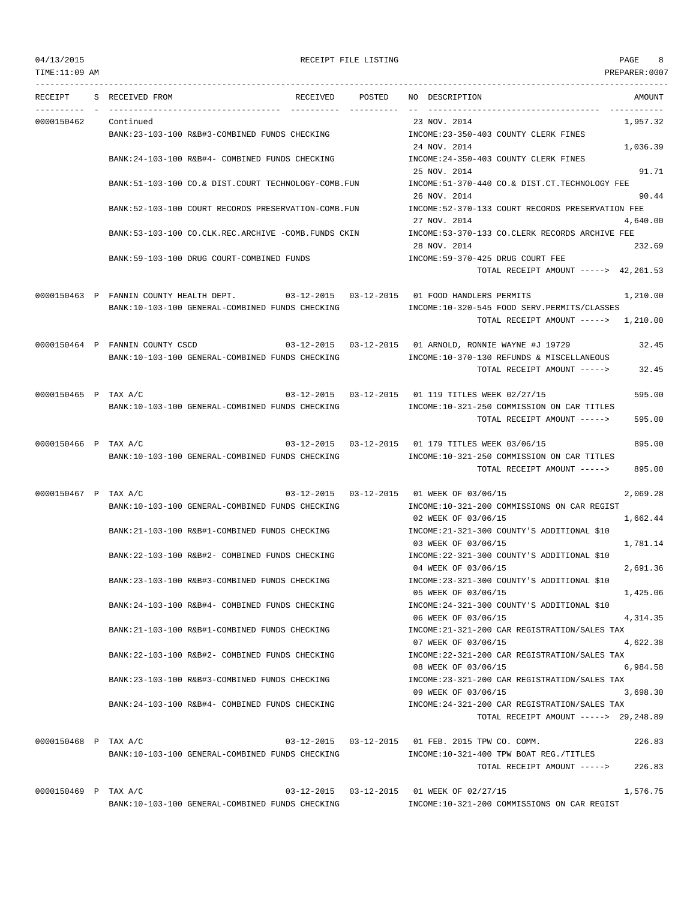RECEIPT FILE LISTING

04/13/2015
TIME:11:09 AM
PREPARER:0007

| RECEIPT | S | RECEIVED FROM | RECEIVED | POSTED | NO | DESCRIPTION | AMOUNT |
|---|---|---|---|---|---|---|---|
| 0000150462 | | Continued | | | | 23 NOV. 2014 | 1,957.32 |
| | | BANK:23-103-100 R&B#3-COMBINED FUNDS CHECKING | | | | INCOME:23-350-403 COUNTY CLERK FINES | |
| | | | | | | 24 NOV. 2014 | 1,036.39 |
| | | BANK:24-103-100 R&B#4- COMBINED FUNDS CHECKING | | | | INCOME:24-350-403 COUNTY CLERK FINES | |
| | | | | | | 25 NOV. 2014 | 91.71 |
| | | BANK:51-103-100 CO.& DIST.COURT TECHNOLOGY-COMB.FUN | | | | INCOME:51-370-440 CO.& DIST.CT.TECHNOLOGY FEE | |
| | | | | | | 26 NOV. 2014 | 90.44 |
| | | BANK:52-103-100 COURT RECORDS PRESERVATION-COMB.FUN | | | | INCOME:52-370-133 COURT RECORDS PRESERVATION FEE | |
| | | | | | | 27 NOV. 2014 | 4,640.00 |
| | | BANK:53-103-100 CO.CLK.REC.ARCHIVE -COMB.FUNDS CKIN | | | | INCOME:53-370-133 CO.CLERK RECORDS ARCHIVE FEE | |
| | | | | | | 28 NOV. 2014 | 232.69 |
| | | BANK:59-103-100 DRUG COURT-COMBINED FUNDS | | | | INCOME:59-370-425 DRUG COURT FEE | |
| | | | | | | TOTAL RECEIPT AMOUNT -----> | 42,261.53 |
| 0000150463 | P | FANNIN COUNTY HEALTH DEPT. | 03-12-2015 | 03-12-2015 | 01 | FOOD HANDLERS PERMITS | 1,210.00 |
| | | BANK:10-103-100 GENERAL-COMBINED FUNDS CHECKING | | | | INCOME:10-320-545 FOOD SERV.PERMITS/CLASSES | |
| | | | | | | TOTAL RECEIPT AMOUNT -----> | 1,210.00 |
| 0000150464 | P | FANNIN COUNTY CSCD | 03-12-2015 | 03-12-2015 | 01 | ARNOLD, RONNIE WAYNE #J 19729 | 32.45 |
| | | BANK:10-103-100 GENERAL-COMBINED FUNDS CHECKING | | | | INCOME:10-370-130 REFUNDS & MISCELLANEOUS | |
| | | | | | | TOTAL RECEIPT AMOUNT -----> | 32.45 |
| 0000150465 | P | TAX A/C | 03-12-2015 | 03-12-2015 | 01 | 119 TITLES WEEK 02/27/15 | 595.00 |
| | | BANK:10-103-100 GENERAL-COMBINED FUNDS CHECKING | | | | INCOME:10-321-250 COMMISSION ON CAR TITLES | |
| | | | | | | TOTAL RECEIPT AMOUNT -----> | 595.00 |
| 0000150466 | P | TAX A/C | 03-12-2015 | 03-12-2015 | 01 | 179 TITLES WEEK 03/06/15 | 895.00 |
| | | BANK:10-103-100 GENERAL-COMBINED FUNDS CHECKING | | | | INCOME:10-321-250 COMMISSION ON CAR TITLES | |
| | | | | | | TOTAL RECEIPT AMOUNT -----> | 895.00 |
| 0000150467 | P | TAX A/C | 03-12-2015 | 03-12-2015 | 01 | WEEK OF 03/06/15 | 2,069.28 |
| | | BANK:10-103-100 GENERAL-COMBINED FUNDS CHECKING | | | | INCOME:10-321-200 COMMISSIONS ON CAR REGIST | |
| | | | | | 02 | WEEK OF 03/06/15 | 1,662.44 |
| | | BANK:21-103-100 R&B#1-COMBINED FUNDS CHECKING | | | | INCOME:21-321-300 COUNTY'S ADDITIONAL $10 | |
| | | | | | 03 | WEEK OF 03/06/15 | 1,781.14 |
| | | BANK:22-103-100 R&B#2- COMBINED FUNDS CHECKING | | | | INCOME:22-321-300 COUNTY'S ADDITIONAL $10 | |
| | | | | | 04 | WEEK OF 03/06/15 | 2,691.36 |
| | | BANK:23-103-100 R&B#3-COMBINED FUNDS CHECKING | | | | INCOME:23-321-300 COUNTY'S ADDITIONAL $10 | |
| | | | | | 05 | WEEK OF 03/06/15 | 1,425.06 |
| | | BANK:24-103-100 R&B#4- COMBINED FUNDS CHECKING | | | | INCOME:24-321-300 COUNTY'S ADDITIONAL $10 | |
| | | | | | 06 | WEEK OF 03/06/15 | 4,314.35 |
| | | BANK:21-103-100 R&B#1-COMBINED FUNDS CHECKING | | | | INCOME:21-321-200 CAR REGISTRATION/SALES TAX | |
| | | | | | 07 | WEEK OF 03/06/15 | 4,622.38 |
| | | BANK:22-103-100 R&B#2- COMBINED FUNDS CHECKING | | | | INCOME:22-321-200 CAR REGISTRATION/SALES TAX | |
| | | | | | 08 | WEEK OF 03/06/15 | 6,984.58 |
| | | BANK:23-103-100 R&B#3-COMBINED FUNDS CHECKING | | | | INCOME:23-321-200 CAR REGISTRATION/SALES TAX | |
| | | | | | 09 | WEEK OF 03/06/15 | 3,698.30 |
| | | BANK:24-103-100 R&B#4- COMBINED FUNDS CHECKING | | | | INCOME:24-321-200 CAR REGISTRATION/SALES TAX | |
| | | | | | | TOTAL RECEIPT AMOUNT -----> | 29,248.89 |
| 0000150468 | P | TAX A/C | 03-12-2015 | 03-12-2015 | 01 | FEB. 2015 TPW CO. COMM. | 226.83 |
| | | BANK:10-103-100 GENERAL-COMBINED FUNDS CHECKING | | | | INCOME:10-321-400 TPW BOAT REG./TITLES | |
| | | | | | | TOTAL RECEIPT AMOUNT -----> | 226.83 |
| 0000150469 | P | TAX A/C | 03-12-2015 | 03-12-2015 | 01 | WEEK OF 02/27/15 | 1,576.75 |
| | | BANK:10-103-100 GENERAL-COMBINED FUNDS CHECKING | | | | INCOME:10-321-200 COMMISSIONS ON CAR REGIST | |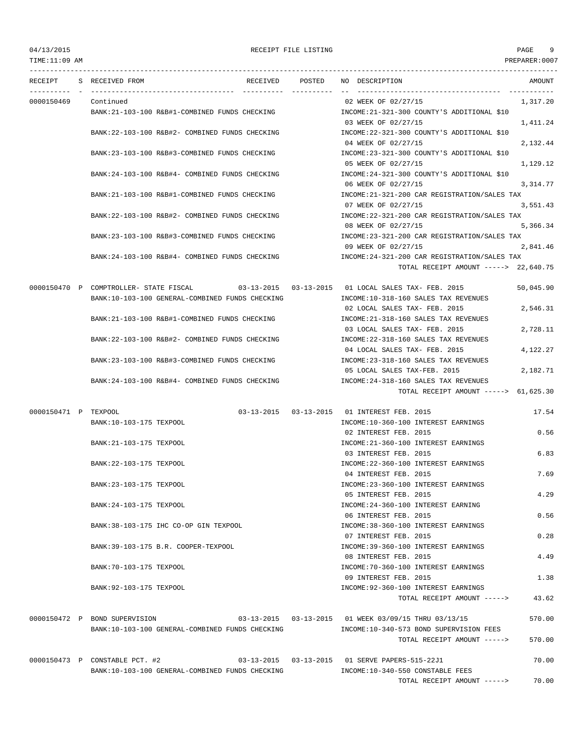RECEIPT FILE LISTING

| RECEIPT | S | RECEIVED FROM | RECEIVED | POSTED | NO | DESCRIPTION | AMOUNT |
|---|---|---|---|---|---|---|---|
| 0000150469 | | Continued | | | 02 | WEEK OF 02/27/15 | 1,317.20 |
| | | BANK:21-103-100 R&B#1-COMBINED FUNDS CHECKING | | | | INCOME:21-321-300 COUNTY'S ADDITIONAL $10 | |
| | | | | | 03 | WEEK OF 02/27/15 | 1,411.24 |
| | | BANK:22-103-100 R&B#2- COMBINED FUNDS CHECKING | | | | INCOME:22-321-300 COUNTY'S ADDITIONAL $10 | |
| | | | | | 04 | WEEK OF 02/27/15 | 2,132.44 |
| | | BANK:23-103-100 R&B#3-COMBINED FUNDS CHECKING | | | | INCOME:23-321-300 COUNTY'S ADDITIONAL $10 | |
| | | | | | 05 | WEEK OF 02/27/15 | 1,129.12 |
| | | BANK:24-103-100 R&B#4- COMBINED FUNDS CHECKING | | | | INCOME:24-321-300 COUNTY'S ADDITIONAL $10 | |
| | | | | | 06 | WEEK OF 02/27/15 | 3,314.77 |
| | | BANK:21-103-100 R&B#1-COMBINED FUNDS CHECKING | | | | INCOME:21-321-200 CAR REGISTRATION/SALES TAX | |
| | | | | | 07 | WEEK OF 02/27/15 | 3,551.43 |
| | | BANK:22-103-100 R&B#2- COMBINED FUNDS CHECKING | | | | INCOME:22-321-200 CAR REGISTRATION/SALES TAX | |
| | | | | | 08 | WEEK OF 02/27/15 | 5,366.34 |
| | | BANK:23-103-100 R&B#3-COMBINED FUNDS CHECKING | | | | INCOME:23-321-200 CAR REGISTRATION/SALES TAX | |
| | | | | | 09 | WEEK OF 02/27/15 | 2,841.46 |
| | | BANK:24-103-100 R&B#4- COMBINED FUNDS CHECKING | | | | INCOME:24-321-200 CAR REGISTRATION/SALES TAX | |
| | | | | | | TOTAL RECEIPT AMOUNT -----> | 22,640.75 |
| 0000150470 | P | COMPTROLLER- STATE FISCAL | 03-13-2015 | 03-13-2015 | 01 | LOCAL SALES TAX- FEB. 2015 | 50,045.90 |
| | | BANK:10-103-100 GENERAL-COMBINED FUNDS CHECKING | | | | INCOME:10-318-160 SALES TAX REVENUES | |
| | | | | | 02 | LOCAL SALES TAX- FEB. 2015 | 2,546.31 |
| | | BANK:21-103-100 R&B#1-COMBINED FUNDS CHECKING | | | | INCOME:21-318-160 SALES TAX REVENUES | |
| | | | | | 03 | LOCAL SALES TAX- FEB. 2015 | 2,728.11 |
| | | BANK:22-103-100 R&B#2- COMBINED FUNDS CHECKING | | | | INCOME:22-318-160 SALES TAX REVENUES | |
| | | | | | 04 | LOCAL SALES TAX- FEB. 2015 | 4,122.27 |
| | | BANK:23-103-100 R&B#3-COMBINED FUNDS CHECKING | | | | INCOME:23-318-160 SALES TAX REVENUES | |
| | | | | | 05 | LOCAL SALES TAX-FEB. 2015 | 2,182.71 |
| | | BANK:24-103-100 R&B#4- COMBINED FUNDS CHECKING | | | | INCOME:24-318-160 SALES TAX REVENUES | |
| | | | | | | TOTAL RECEIPT AMOUNT -----> | 61,625.30 |
| 0000150471 | P | TEXPOOL | 03-13-2015 | 03-13-2015 | 01 | INTEREST FEB. 2015 | 17.54 |
| | | BANK:10-103-175 TEXPOOL | | | | INCOME:10-360-100 INTEREST EARNINGS | |
| | | | | | 02 | INTEREST FEB. 2015 | 0.56 |
| | | BANK:21-103-175 TEXPOOL | | | | INCOME:21-360-100 INTEREST EARNINGS | |
| | | | | | 03 | INTEREST FEB. 2015 | 6.83 |
| | | BANK:22-103-175 TEXPOOL | | | | INCOME:22-360-100 INTEREST EARNINGS | |
| | | | | | 04 | INTEREST FEB. 2015 | 7.69 |
| | | BANK:23-103-175 TEXPOOL | | | | INCOME:23-360-100 INTEREST EARNINGS | |
| | | | | | 05 | INTEREST FEB. 2015 | 4.29 |
| | | BANK:24-103-175 TEXPOOL | | | | INCOME:24-360-100 INTEREST EARNING | |
| | | | | | 06 | INTEREST FEB. 2015 | 0.56 |
| | | BANK:38-103-175 IHC CO-OP GIN TEXPOOL | | | | INCOME:38-360-100 INTEREST EARNINGS | |
| | | | | | 07 | INTEREST FEB. 2015 | 0.28 |
| | | BANK:39-103-175 B.R. COOPER-TEXPOOL | | | | INCOME:39-360-100 INTEREST EARNINGS | |
| | | | | | 08 | INTEREST FEB. 2015 | 4.49 |
| | | BANK:70-103-175 TEXPOOL | | | | INCOME:70-360-100 INTEREST EARNINGS | |
| | | | | | 09 | INTEREST FEB. 2015 | 1.38 |
| | | BANK:92-103-175 TEXPOOL | | | | INCOME:92-360-100 INTEREST EARNINGS | |
| | | | | | | TOTAL RECEIPT AMOUNT -----> | 43.62 |
| 0000150472 | P | BOND SUPERVISION | 03-13-2015 | 03-13-2015 | 01 | WEEK 03/09/15 THRU 03/13/15 | 570.00 |
| | | BANK:10-103-100 GENERAL-COMBINED FUNDS CHECKING | | | | INCOME:10-340-573 BOND SUPERVISION FEES | |
| | | | | | | TOTAL RECEIPT AMOUNT -----> | 570.00 |
| 0000150473 | P | CONSTABLE PCT. #2 | 03-13-2015 | 03-13-2015 | 01 | SERVE PAPERS-515-22J1 | 70.00 |
| | | BANK:10-103-100 GENERAL-COMBINED FUNDS CHECKING | | | | INCOME:10-340-550 CONSTABLE FEES | |
| | | | | | | TOTAL RECEIPT AMOUNT -----> | 70.00 |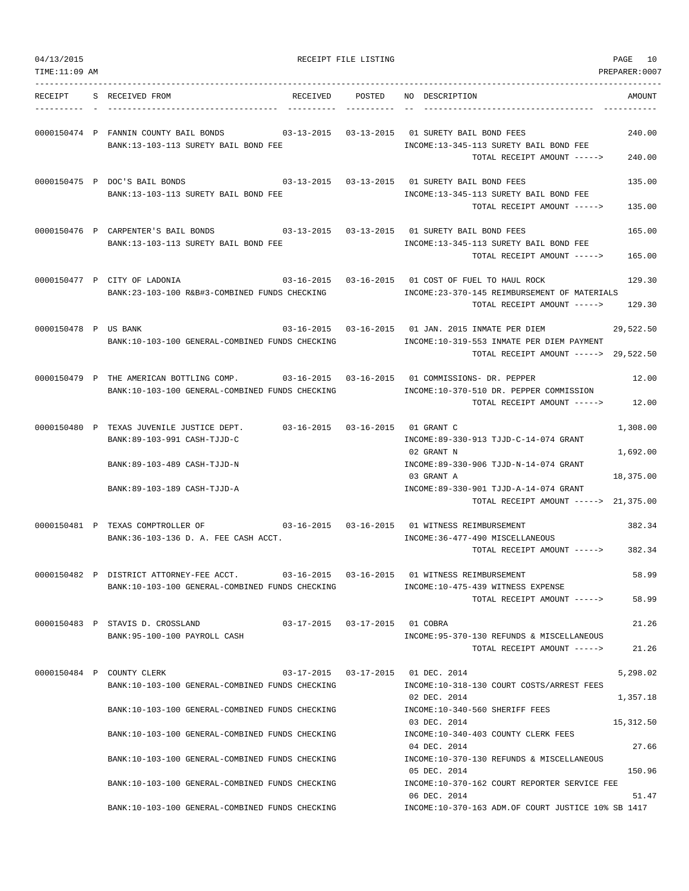04/13/2015 RECEIPT FILE LISTING PAGE 10
TIME:11:09 AM PREPARER:0007

| RECEIPT | S | RECEIVED FROM | RECEIVED | POSTED | NO | DESCRIPTION | AMOUNT |
|---|---|---|---|---|---|---|---|
| 0000150474 | P | FANNIN COUNTY BAIL BONDS | 03-13-2015 | 03-13-2015 | 01 | SURETY BAIL BOND FEES | 240.00 |
| | | BANK:13-103-113 SURETY BAIL BOND FEE | | | | INCOME:13-345-113 SURETY BAIL BOND FEE | |
| | | | | | | TOTAL RECEIPT AMOUNT -----> | 240.00 |
| 0000150475 | P | DOC'S BAIL BONDS | 03-13-2015 | 03-13-2015 | 01 | SURETY BAIL BOND FEES | 135.00 |
| | | BANK:13-103-113 SURETY BAIL BOND FEE | | | | INCOME:13-345-113 SURETY BAIL BOND FEE | |
| | | | | | | TOTAL RECEIPT AMOUNT -----> | 135.00 |
| 0000150476 | P | CARPENTER'S BAIL BONDS | 03-13-2015 | 03-13-2015 | 01 | SURETY BAIL BOND FEES | 165.00 |
| | | BANK:13-103-113 SURETY BAIL BOND FEE | | | | INCOME:13-345-113 SURETY BAIL BOND FEE | |
| | | | | | | TOTAL RECEIPT AMOUNT -----> | 165.00 |
| 0000150477 | P | CITY OF LADONIA | 03-16-2015 | 03-16-2015 | 01 | COST OF FUEL TO HAUL ROCK | 129.30 |
| | | BANK:23-103-100 R&B#3-COMBINED FUNDS CHECKING | | | | INCOME:23-370-145 REIMBURSEMENT OF MATERIALS | |
| | | | | | | TOTAL RECEIPT AMOUNT -----> | 129.30 |
| 0000150478 | P | US BANK | 03-16-2015 | 03-16-2015 | 01 | JAN. 2015 INMATE PER DIEM | 29,522.50 |
| | | BANK:10-103-100 GENERAL-COMBINED FUNDS CHECKING | | | | INCOME:10-319-553 INMATE PER DIEM PAYMENT | |
| | | | | | | TOTAL RECEIPT AMOUNT -----> | 29,522.50 |
| 0000150479 | P | THE AMERICAN BOTTLING COMP. | 03-16-2015 | 03-16-2015 | 01 | COMMISSIONS- DR. PEPPER | 12.00 |
| | | BANK:10-103-100 GENERAL-COMBINED FUNDS CHECKING | | | | INCOME:10-370-510 DR. PEPPER COMMISSION | |
| | | | | | | TOTAL RECEIPT AMOUNT -----> | 12.00 |
| 0000150480 | P | TEXAS JUVENILE JUSTICE DEPT. | 03-16-2015 | 03-16-2015 | 01 | GRANT C | 1,308.00 |
| | | BANK:89-103-991 CASH-TJJD-C | | | | INCOME:89-330-913 TJJD-C-14-074 GRANT | |
| | | | | | 02 | GRANT N | 1,692.00 |
| | | BANK:89-103-489 CASH-TJJD-N | | | | INCOME:89-330-906 TJJD-N-14-074 GRANT | |
| | | | | | 03 | GRANT A | 18,375.00 |
| | | BANK:89-103-189 CASH-TJJD-A | | | | INCOME:89-330-901 TJJD-A-14-074 GRANT | |
| | | | | | | TOTAL RECEIPT AMOUNT -----> | 21,375.00 |
| 0000150481 | P | TEXAS COMPTROLLER OF | 03-16-2015 | 03-16-2015 | 01 | WITNESS REIMBURSEMENT | 382.34 |
| | | BANK:36-103-136 D. A. FEE CASH ACCT. | | | | INCOME:36-477-490 MISCELLANEOUS | |
| | | | | | | TOTAL RECEIPT AMOUNT -----> | 382.34 |
| 0000150482 | P | DISTRICT ATTORNEY-FEE ACCT. | 03-16-2015 | 03-16-2015 | 01 | WITNESS REIMBURSEMENT | 58.99 |
| | | BANK:10-103-100 GENERAL-COMBINED FUNDS CHECKING | | | | INCOME:10-475-439 WITNESS EXPENSE | |
| | | | | | | TOTAL RECEIPT AMOUNT -----> | 58.99 |
| 0000150483 | P | STAVIS D. CROSSLAND | 03-17-2015 | 03-17-2015 | 01 | COBRA | 21.26 |
| | | BANK:95-100-100 PAYROLL CASH | | | | INCOME:95-370-130 REFUNDS & MISCELLANEOUS | |
| | | | | | | TOTAL RECEIPT AMOUNT -----> | 21.26 |
| 0000150484 | P | COUNTY CLERK | 03-17-2015 | 03-17-2015 | 01 | DEC. 2014 | 5,298.02 |
| | | BANK:10-103-100 GENERAL-COMBINED FUNDS CHECKING | | | | INCOME:10-318-130 COURT COSTS/ARREST FEES | |
| | | | | | 02 | DEC. 2014 | 1,357.18 |
| | | BANK:10-103-100 GENERAL-COMBINED FUNDS CHECKING | | | | INCOME:10-340-560 SHERIFF FEES | |
| | | | | | 03 | DEC. 2014 | 15,312.50 |
| | | BANK:10-103-100 GENERAL-COMBINED FUNDS CHECKING | | | | INCOME:10-340-403 COUNTY CLERK FEES | |
| | | | | | 04 | DEC. 2014 | 27.66 |
| | | BANK:10-103-100 GENERAL-COMBINED FUNDS CHECKING | | | | INCOME:10-370-130 REFUNDS & MISCELLANEOUS | |
| | | | | | 05 | DEC. 2014 | 150.96 |
| | | BANK:10-103-100 GENERAL-COMBINED FUNDS CHECKING | | | | INCOME:10-370-162 COURT REPORTER SERVICE FEE | |
| | | | | | 06 | DEC. 2014 | 51.47 |
| | | BANK:10-103-100 GENERAL-COMBINED FUNDS CHECKING | | | | INCOME:10-370-163 ADM.OF COURT JUSTICE 10% SB 1417 | |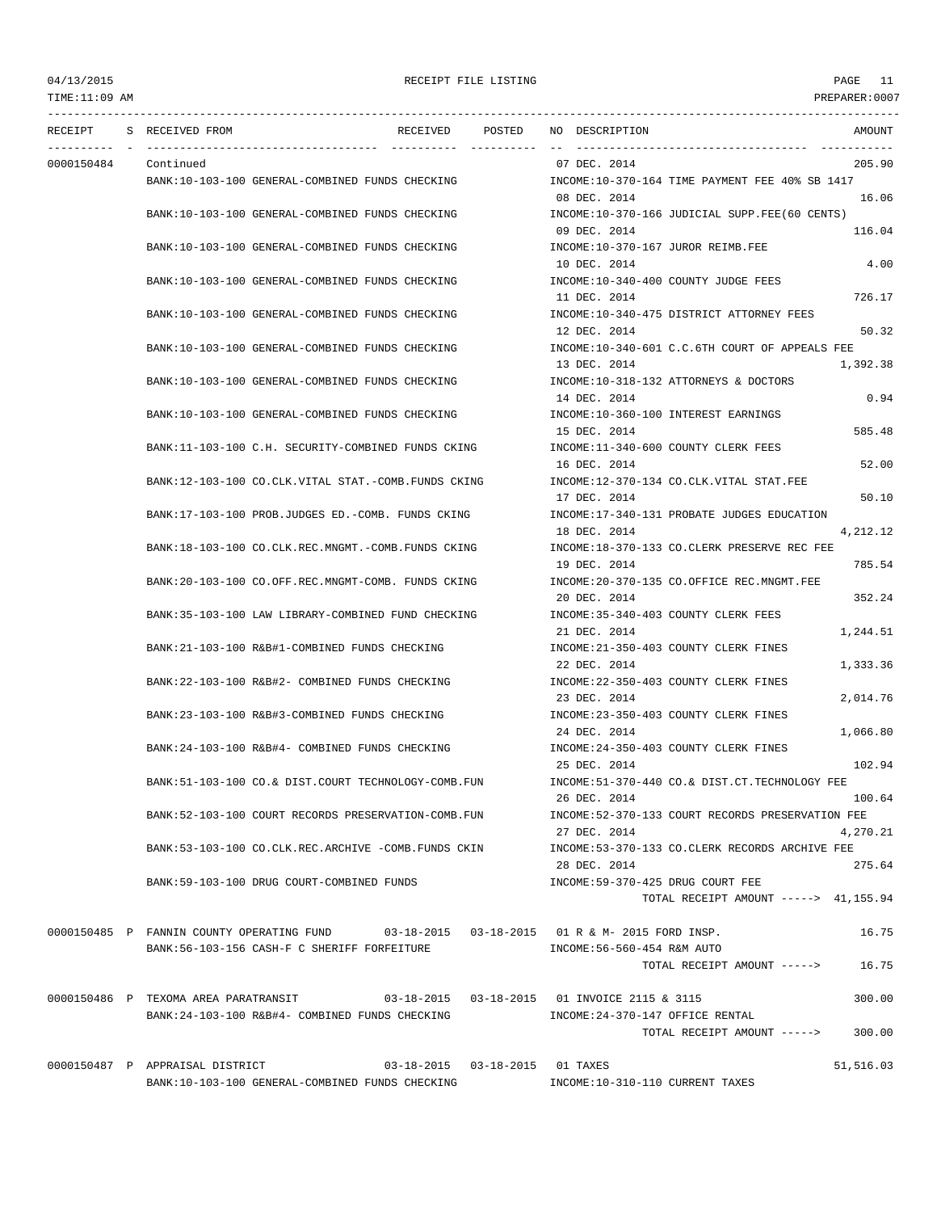RECEIPT FILE LISTING

| RECEIPT | S | RECEIVED FROM | RECEIVED | POSTED | NO | DESCRIPTION | AMOUNT |
|---|---|---|---|---|---|---|---|
| 0000150484 | | Continued | | | 07 | DEC. 2014 | 205.90 |
| | | BANK:10-103-100 GENERAL-COMBINED FUNDS CHECKING | | | | INCOME:10-370-164 TIME PAYMENT FEE 40% SB 1417 | |
| | | | | | 08 | DEC. 2014 | 16.06 |
| | | BANK:10-103-100 GENERAL-COMBINED FUNDS CHECKING | | | | INCOME:10-370-166 JUDICIAL SUPP.FEE(60 CENTS) | |
| | | | | | 09 | DEC. 2014 | 116.04 |
| | | BANK:10-103-100 GENERAL-COMBINED FUNDS CHECKING | | | | INCOME:10-370-167 JUROR REIMB.FEE | |
| | | | | | 10 | DEC. 2014 | 4.00 |
| | | BANK:10-103-100 GENERAL-COMBINED FUNDS CHECKING | | | | INCOME:10-340-400 COUNTY JUDGE FEES | |
| | | | | | 11 | DEC. 2014 | 726.17 |
| | | BANK:10-103-100 GENERAL-COMBINED FUNDS CHECKING | | | | INCOME:10-340-475 DISTRICT ATTORNEY FEES | |
| | | | | | 12 | DEC. 2014 | 50.32 |
| | | BANK:10-103-100 GENERAL-COMBINED FUNDS CHECKING | | | | INCOME:10-340-601 C.C.6TH COURT OF APPEALS FEE | |
| | | | | | 13 | DEC. 2014 | 1,392.38 |
| | | BANK:10-103-100 GENERAL-COMBINED FUNDS CHECKING | | | | INCOME:10-318-132 ATTORNEYS & DOCTORS | |
| | | | | | 14 | DEC. 2014 | 0.94 |
| | | BANK:10-103-100 GENERAL-COMBINED FUNDS CHECKING | | | | INCOME:10-360-100 INTEREST EARNINGS | |
| | | | | | 15 | DEC. 2014 | 585.48 |
| | | BANK:11-103-100 C.H. SECURITY-COMBINED FUNDS CKING | | | | INCOME:11-340-600 COUNTY CLERK FEES | |
| | | | | | 16 | DEC. 2014 | 52.00 |
| | | BANK:12-103-100 CO.CLK.VITAL STAT.-COMB.FUNDS CKING | | | | INCOME:12-370-134 CO.CLK.VITAL STAT.FEE | |
| | | | | | 17 | DEC. 2014 | 50.10 |
| | | BANK:17-103-100 PROB.JUDGES ED.-COMB. FUNDS CKING | | | | INCOME:17-340-131 PROBATE JUDGES EDUCATION | |
| | | | | | 18 | DEC. 2014 | 4,212.12 |
| | | BANK:18-103-100 CO.CLK.REC.MNGMT.-COMB.FUNDS CKING | | | | INCOME:18-370-133 CO.CLERK PRESERVE REC FEE | |
| | | | | | 19 | DEC. 2014 | 785.54 |
| | | BANK:20-103-100 CO.OFF.REC.MNGMT-COMB. FUNDS CKING | | | | INCOME:20-370-135 CO.OFFICE REC.MNGMT.FEE | |
| | | | | | 20 | DEC. 2014 | 352.24 |
| | | BANK:35-103-100 LAW LIBRARY-COMBINED FUND CHECKING | | | | INCOME:35-340-403 COUNTY CLERK FEES | |
| | | | | | 21 | DEC. 2014 | 1,244.51 |
| | | BANK:21-103-100 R&B#1-COMBINED FUNDS CHECKING | | | | INCOME:21-350-403 COUNTY CLERK FINES | |
| | | | | | 22 | DEC. 2014 | 1,333.36 |
| | | BANK:22-103-100 R&B#2- COMBINED FUNDS CHECKING | | | | INCOME:22-350-403 COUNTY CLERK FINES | |
| | | | | | 23 | DEC. 2014 | 2,014.76 |
| | | BANK:23-103-100 R&B#3-COMBINED FUNDS CHECKING | | | | INCOME:23-350-403 COUNTY CLERK FINES | |
| | | | | | 24 | DEC. 2014 | 1,066.80 |
| | | BANK:24-103-100 R&B#4- COMBINED FUNDS CHECKING | | | | INCOME:24-350-403 COUNTY CLERK FINES | |
| | | | | | 25 | DEC. 2014 | 102.94 |
| | | BANK:51-103-100 CO.& DIST.COURT TECHNOLOGY-COMB.FUN | | | | INCOME:51-370-440 CO.& DIST.CT.TECHNOLOGY FEE | |
| | | | | | 26 | DEC. 2014 | 100.64 |
| | | BANK:52-103-100 COURT RECORDS PRESERVATION-COMB.FUN | | | | INCOME:52-370-133 COURT RECORDS PRESERVATION FEE | |
| | | | | | 27 | DEC. 2014 | 4,270.21 |
| | | BANK:53-103-100 CO.CLK.REC.ARCHIVE -COMB.FUNDS CKIN | | | | INCOME:53-370-133 CO.CLERK RECORDS ARCHIVE FEE | |
| | | | | | 28 | DEC. 2014 | 275.64 |
| | | BANK:59-103-100 DRUG COURT-COMBINED FUNDS | | | | INCOME:59-370-425 DRUG COURT FEE | |
| | | | | | | TOTAL RECEIPT AMOUNT -----> | 41,155.94 |
| 0000150485 | P | FANNIN COUNTY OPERATING FUND | 03-18-2015 | 03-18-2015 | 01 | R & M- 2015 FORD INSP. | 16.75 |
| | | BANK:56-103-156 CASH-F C SHERIFF FORFEITURE | | | | INCOME:56-560-454 R&M AUTO | |
| | | | | | | TOTAL RECEIPT AMOUNT -----> | 16.75 |
| 0000150486 | P | TEXOMA AREA PARATRANSIT | 03-18-2015 | 03-18-2015 | 01 | INVOICE 2115 & 3115 | 300.00 |
| | | BANK:24-103-100 R&B#4- COMBINED FUNDS CHECKING | | | | INCOME:24-370-147 OFFICE RENTAL | |
| | | | | | | TOTAL RECEIPT AMOUNT -----> | 300.00 |
| 0000150487 | P | APPRAISAL DISTRICT | 03-18-2015 | 03-18-2015 | 01 | TAXES | 51,516.03 |
| | | BANK:10-103-100 GENERAL-COMBINED FUNDS CHECKING | | | | INCOME:10-310-110 CURRENT TAXES | |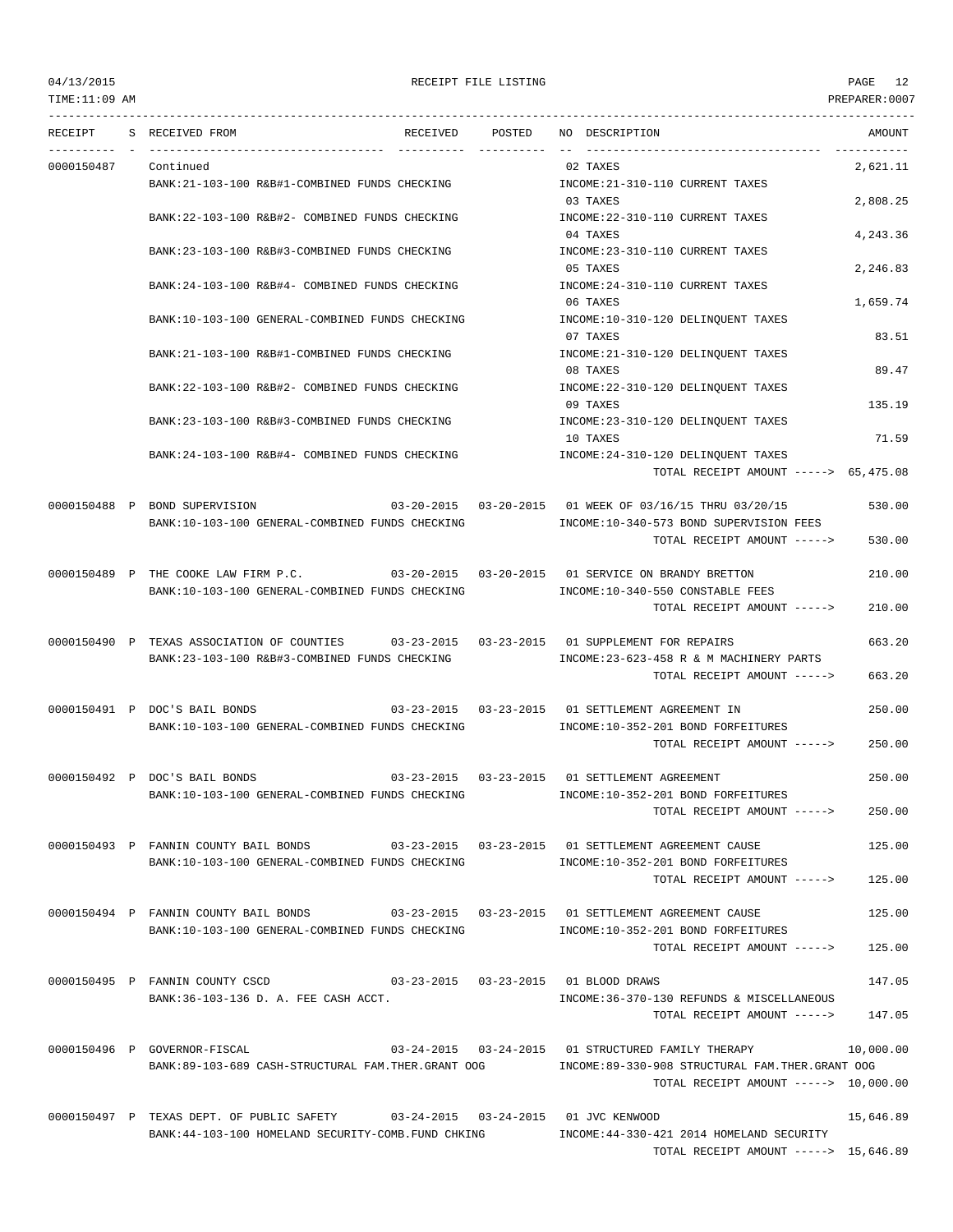| RECEIPT | S | RECEIVED FROM | RECEIVED | POSTED | NO | DESCRIPTION | AMOUNT |
|---|---|---|---|---|---|---|---|
| 0000150487 | | Continued | | | 02 | TAXES | 2,621.11 |
| | | BANK:21-103-100 R&B#1-COMBINED FUNDS CHECKING | | | | INCOME:21-310-110 CURRENT TAXES | |
| | | | | | 03 | TAXES | 2,808.25 |
| | | BANK:22-103-100 R&B#2- COMBINED FUNDS CHECKING | | | | INCOME:22-310-110 CURRENT TAXES | |
| | | | | | 04 | TAXES | 4,243.36 |
| | | BANK:23-103-100 R&B#3-COMBINED FUNDS CHECKING | | | | INCOME:23-310-110 CURRENT TAXES | |
| | | | | | 05 | TAXES | 2,246.83 |
| | | BANK:24-103-100 R&B#4- COMBINED FUNDS CHECKING | | | | INCOME:24-310-110 CURRENT TAXES | |
| | | | | | 06 | TAXES | 1,659.74 |
| | | BANK:10-103-100 GENERAL-COMBINED FUNDS CHECKING | | | | INCOME:10-310-120 DELINQUENT TAXES | |
| | | | | | 07 | TAXES | 83.51 |
| | | BANK:21-103-100 R&B#1-COMBINED FUNDS CHECKING | | | | INCOME:21-310-120 DELINQUENT TAXES | |
| | | | | | 08 | TAXES | 89.47 |
| | | BANK:22-103-100 R&B#2- COMBINED FUNDS CHECKING | | | | INCOME:22-310-120 DELINQUENT TAXES | |
| | | | | | 09 | TAXES | 135.19 |
| | | BANK:23-103-100 R&B#3-COMBINED FUNDS CHECKING | | | | INCOME:23-310-120 DELINQUENT TAXES | |
| | | | | | 10 | TAXES | 71.59 |
| | | BANK:24-103-100 R&B#4- COMBINED FUNDS CHECKING | | | | INCOME:24-310-120 DELINQUENT TAXES | |
| | | | | | | TOTAL RECEIPT AMOUNT -----> | 65,475.08 |
| 0000150488 | P | BOND SUPERVISION | 03-20-2015 | 03-20-2015 | 01 | WEEK OF 03/16/15 THRU 03/20/15 | 530.00 |
| | | BANK:10-103-100 GENERAL-COMBINED FUNDS CHECKING | | | | INCOME:10-340-573 BOND SUPERVISION FEES | |
| | | | | | | TOTAL RECEIPT AMOUNT -----> | 530.00 |
| 0000150489 | P | THE COOKE LAW FIRM P.C. | 03-20-2015 | 03-20-2015 | 01 | SERVICE ON BRANDY BRETTON | 210.00 |
| | | BANK:10-103-100 GENERAL-COMBINED FUNDS CHECKING | | | | INCOME:10-340-550 CONSTABLE FEES | |
| | | | | | | TOTAL RECEIPT AMOUNT -----> | 210.00 |
| 0000150490 | P | TEXAS ASSOCIATION OF COUNTIES | 03-23-2015 | 03-23-2015 | 01 | SUPPLEMENT FOR REPAIRS | 663.20 |
| | | BANK:23-103-100 R&B#3-COMBINED FUNDS CHECKING | | | | INCOME:23-623-458 R & M MACHINERY PARTS | |
| | | | | | | TOTAL RECEIPT AMOUNT -----> | 663.20 |
| 0000150491 | P | DOC'S BAIL BONDS | 03-23-2015 | 03-23-2015 | 01 | SETTLEMENT AGREEMENT IN | 250.00 |
| | | BANK:10-103-100 GENERAL-COMBINED FUNDS CHECKING | | | | INCOME:10-352-201 BOND FORFEITURES | |
| | | | | | | TOTAL RECEIPT AMOUNT -----> | 250.00 |
| 0000150492 | P | DOC'S BAIL BONDS | 03-23-2015 | 03-23-2015 | 01 | SETTLEMENT AGREEMENT | 250.00 |
| | | BANK:10-103-100 GENERAL-COMBINED FUNDS CHECKING | | | | INCOME:10-352-201 BOND FORFEITURES | |
| | | | | | | TOTAL RECEIPT AMOUNT -----> | 250.00 |
| 0000150493 | P | FANNIN COUNTY BAIL BONDS | 03-23-2015 | 03-23-2015 | 01 | SETTLEMENT AGREEMENT CAUSE | 125.00 |
| | | BANK:10-103-100 GENERAL-COMBINED FUNDS CHECKING | | | | INCOME:10-352-201 BOND FORFEITURES | |
| | | | | | | TOTAL RECEIPT AMOUNT -----> | 125.00 |
| 0000150494 | P | FANNIN COUNTY BAIL BONDS | 03-23-2015 | 03-23-2015 | 01 | SETTLEMENT AGREEMENT CAUSE | 125.00 |
| | | BANK:10-103-100 GENERAL-COMBINED FUNDS CHECKING | | | | INCOME:10-352-201 BOND FORFEITURES | |
| | | | | | | TOTAL RECEIPT AMOUNT -----> | 125.00 |
| 0000150495 | P | FANNIN COUNTY CSCD | 03-23-2015 | 03-23-2015 | 01 | BLOOD DRAWS | 147.05 |
| | | BANK:36-103-136 D. A. FEE CASH ACCT. | | | | INCOME:36-370-130 REFUNDS & MISCELLANEOUS | |
| | | | | | | TOTAL RECEIPT AMOUNT -----> | 147.05 |
| 0000150496 | P | GOVERNOR-FISCAL | 03-24-2015 | 03-24-2015 | 01 | STRUCTURED FAMILY THERAPY | 10,000.00 |
| | | BANK:89-103-689 CASH-STRUCTURAL FAM.THER.GRANT OOG | | | | INCOME:89-330-908 STRUCTURAL FAM.THER.GRANT OOG | |
| | | | | | | TOTAL RECEIPT AMOUNT -----> | 10,000.00 |
| 0000150497 | P | TEXAS DEPT. OF PUBLIC SAFETY | 03-24-2015 | 03-24-2015 | 01 | JVC KENWOOD | 15,646.89 |
| | | BANK:44-103-100 HOMELAND SECURITY-COMB.FUND CHKING | | | | INCOME:44-330-421 2014 HOMELAND SECURITY | |
| | | | | | | TOTAL RECEIPT AMOUNT -----> | 15,646.89 |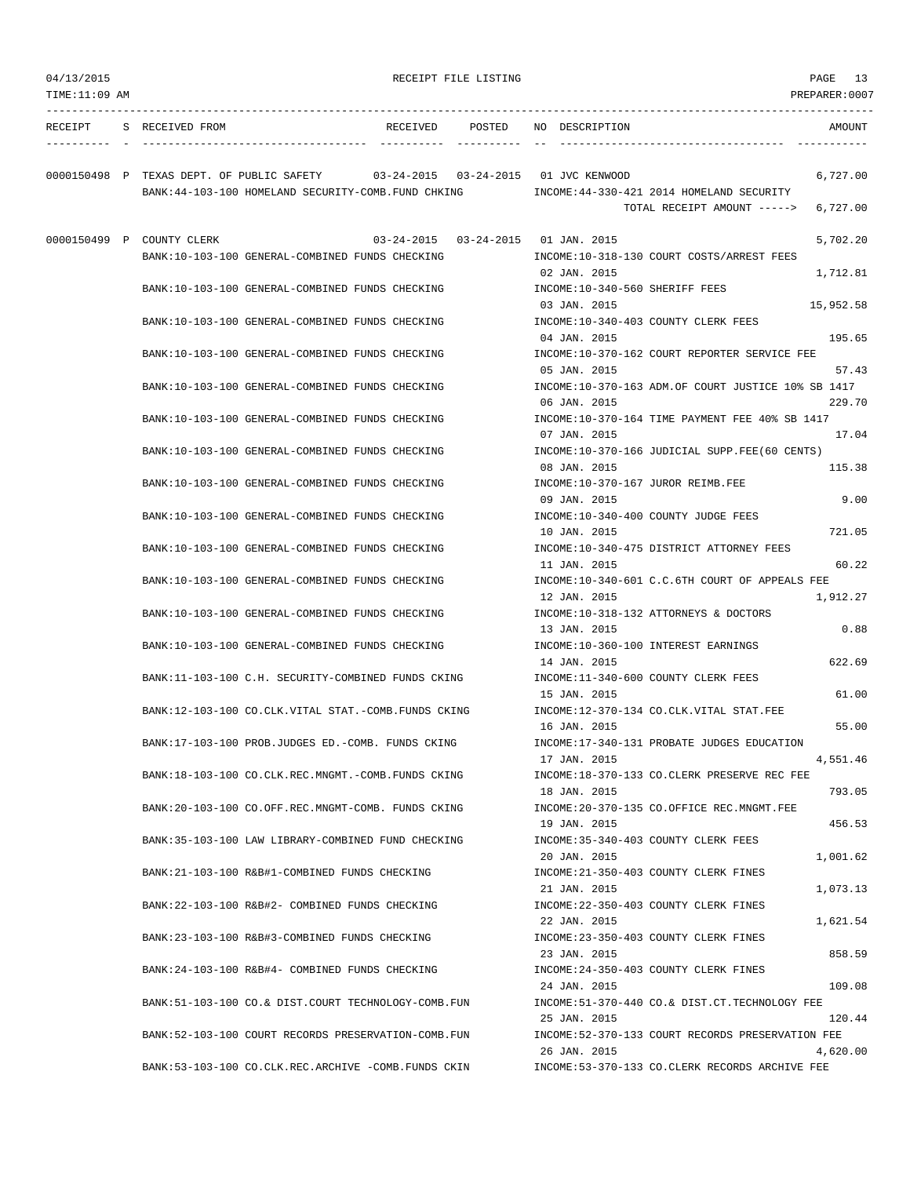RECEIPT FILE LISTING

| RECEIPT | S | RECEIVED FROM | RECEIVED | POSTED | NO | DESCRIPTION | AMOUNT |
|---|---|---|---|---|---|---|---|
| 0000150498 | P | TEXAS DEPT. OF PUBLIC SAFETY | 03-24-2015 | 03-24-2015 | 01 | JVC KENWOOD | 6,727.00 |
| | | BANK:44-103-100 HOMELAND SECURITY-COMB.FUND CHKING | | | | INCOME:44-330-421 2014 HOMELAND SECURITY | |
| | | | | | | TOTAL RECEIPT AMOUNT -----> | 6,727.00 |
| 0000150499 | P | COUNTY CLERK | 03-24-2015 | 03-24-2015 | 01 | JAN. 2015 | 5,702.20 |
| | | BANK:10-103-100 GENERAL-COMBINED FUNDS CHECKING | | | | INCOME:10-318-130 COURT COSTS/ARREST FEES | |
| | | | | | 02 | JAN. 2015 | 1,712.81 |
| | | BANK:10-103-100 GENERAL-COMBINED FUNDS CHECKING | | | | INCOME:10-340-560 SHERIFF FEES | |
| | | | | | 03 | JAN. 2015 | 15,952.58 |
| | | BANK:10-103-100 GENERAL-COMBINED FUNDS CHECKING | | | | INCOME:10-340-403 COUNTY CLERK FEES | |
| | | | | | 04 | JAN. 2015 | 195.65 |
| | | BANK:10-103-100 GENERAL-COMBINED FUNDS CHECKING | | | | INCOME:10-370-162 COURT REPORTER SERVICE FEE | |
| | | | | | 05 | JAN. 2015 | 57.43 |
| | | BANK:10-103-100 GENERAL-COMBINED FUNDS CHECKING | | | | INCOME:10-370-163 ADM.OF COURT JUSTICE 10% SB 1417 | |
| | | | | | 06 | JAN. 2015 | 229.70 |
| | | BANK:10-103-100 GENERAL-COMBINED FUNDS CHECKING | | | | INCOME:10-370-164 TIME PAYMENT FEE 40% SB 1417 | |
| | | | | | 07 | JAN. 2015 | 17.04 |
| | | BANK:10-103-100 GENERAL-COMBINED FUNDS CHECKING | | | | INCOME:10-370-166 JUDICIAL SUPP.FEE(60 CENTS) | |
| | | | | | 08 | JAN. 2015 | 115.38 |
| | | BANK:10-103-100 GENERAL-COMBINED FUNDS CHECKING | | | | INCOME:10-370-167 JUROR REIMB.FEE | |
| | | | | | 09 | JAN. 2015 | 9.00 |
| | | BANK:10-103-100 GENERAL-COMBINED FUNDS CHECKING | | | | INCOME:10-340-400 COUNTY JUDGE FEES | |
| | | | | | 10 | JAN. 2015 | 721.05 |
| | | BANK:10-103-100 GENERAL-COMBINED FUNDS CHECKING | | | | INCOME:10-340-475 DISTRICT ATTORNEY FEES | |
| | | | | | 11 | JAN. 2015 | 60.22 |
| | | BANK:10-103-100 GENERAL-COMBINED FUNDS CHECKING | | | | INCOME:10-340-601 C.C.6TH COURT OF APPEALS FEE | |
| | | | | | 12 | JAN. 2015 | 1,912.27 |
| | | BANK:10-103-100 GENERAL-COMBINED FUNDS CHECKING | | | | INCOME:10-318-132 ATTORNEYS & DOCTORS | |
| | | | | | 13 | JAN. 2015 | 0.88 |
| | | BANK:10-103-100 GENERAL-COMBINED FUNDS CHECKING | | | | INCOME:10-360-100 INTEREST EARNINGS | |
| | | | | | 14 | JAN. 2015 | 622.69 |
| | | BANK:11-103-100 C.H. SECURITY-COMBINED FUNDS CKING | | | | INCOME:11-340-600 COUNTY CLERK FEES | |
| | | | | | 15 | JAN. 2015 | 61.00 |
| | | BANK:12-103-100 CO.CLK.VITAL STAT.-COMB.FUNDS CKING | | | | INCOME:12-370-134 CO.CLK.VITAL STAT.FEE | |
| | | | | | 16 | JAN. 2015 | 55.00 |
| | | BANK:17-103-100 PROB.JUDGES ED.-COMB. FUNDS CKING | | | | INCOME:17-340-131 PROBATE JUDGES EDUCATION | |
| | | | | | 17 | JAN. 2015 | 4,551.46 |
| | | BANK:18-103-100 CO.CLK.REC.MNGMT.-COMB.FUNDS CKING | | | | INCOME:18-370-133 CO.CLERK PRESERVE REC FEE | |
| | | | | | 18 | JAN. 2015 | 793.05 |
| | | BANK:20-103-100 CO.OFF.REC.MNGMT-COMB. FUNDS CKING | | | | INCOME:20-370-135 CO.OFFICE REC.MNGMT.FEE | |
| | | | | | 19 | JAN. 2015 | 456.53 |
| | | BANK:35-103-100 LAW LIBRARY-COMBINED FUND CHECKING | | | | INCOME:35-340-403 COUNTY CLERK FEES | |
| | | | | | 20 | JAN. 2015 | 1,001.62 |
| | | BANK:21-103-100 R&B#1-COMBINED FUNDS CHECKING | | | | INCOME:21-350-403 COUNTY CLERK FINES | |
| | | | | | 21 | JAN. 2015 | 1,073.13 |
| | | BANK:22-103-100 R&B#2- COMBINED FUNDS CHECKING | | | | INCOME:22-350-403 COUNTY CLERK FINES | |
| | | | | | 22 | JAN. 2015 | 1,621.54 |
| | | BANK:23-103-100 R&B#3-COMBINED FUNDS CHECKING | | | | INCOME:23-350-403 COUNTY CLERK FINES | |
| | | | | | 23 | JAN. 2015 | 858.59 |
| | | BANK:24-103-100 R&B#4- COMBINED FUNDS CHECKING | | | | INCOME:24-350-403 COUNTY CLERK FINES | |
| | | | | | 24 | JAN. 2015 | 109.08 |
| | | BANK:51-103-100 CO.& DIST.COURT TECHNOLOGY-COMB.FUN | | | | INCOME:51-370-440 CO.& DIST.CT.TECHNOLOGY FEE | |
| | | | | | 25 | JAN. 2015 | 120.44 |
| | | BANK:52-103-100 COURT RECORDS PRESERVATION-COMB.FUN | | | | INCOME:52-370-133 COURT RECORDS PRESERVATION FEE | |
| | | | | | 26 | JAN. 2015 | 4,620.00 |
| | | BANK:53-103-100 CO.CLK.REC.ARCHIVE -COMB.FUNDS CKIN | | | | INCOME:53-370-133 CO.CLERK RECORDS ARCHIVE FEE | |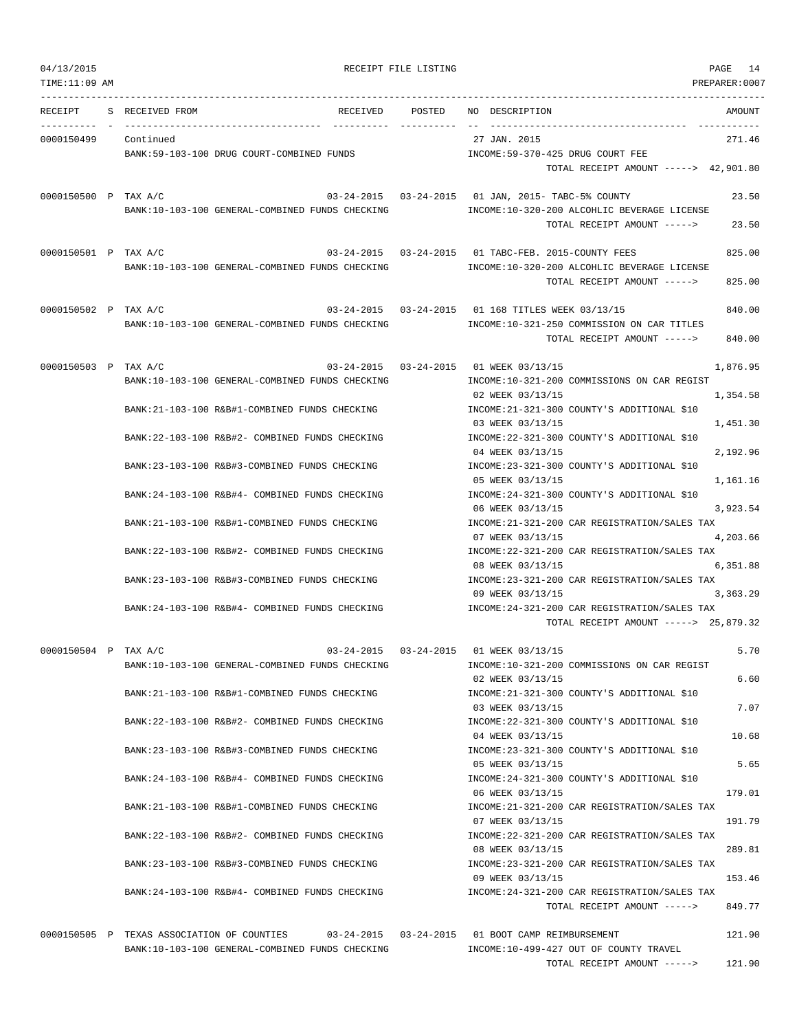# RECEIPT FILE LISTING

04/13/2015
TIME:11:09 AM

PREPARER:0007

| RECEIPT | S | RECEIVED FROM | RECEIVED | POSTED | NO | DESCRIPTION | AMOUNT |
|---|---|---|---|---|---|---|---|
| 0000150499 | | Continued | | | 27 | JAN. 2015 | 271.46 |
| | | BANK:59-103-100 DRUG COURT-COMBINED FUNDS | | | | INCOME:59-370-425 DRUG COURT FEE | |
| | | | | | | TOTAL RECEIPT AMOUNT -----> | 42,901.80 |
| 0000150500 | P | TAX A/C | 03-24-2015 | 03-24-2015 | 01 | JAN, 2015- TABC-5% COUNTY | 23.50 |
| | | BANK:10-103-100 GENERAL-COMBINED FUNDS CHECKING | | | | INCOME:10-320-200 ALCOHLIC BEVERAGE LICENSE | |
| | | | | | | TOTAL RECEIPT AMOUNT -----> | 23.50 |
| 0000150501 | P | TAX A/C | 03-24-2015 | 03-24-2015 | 01 | TABC-FEB. 2015-COUNTY FEES | 825.00 |
| | | BANK:10-103-100 GENERAL-COMBINED FUNDS CHECKING | | | | INCOME:10-320-200 ALCOHLIC BEVERAGE LICENSE | |
| | | | | | | TOTAL RECEIPT AMOUNT -----> | 825.00 |
| 0000150502 | P | TAX A/C | 03-24-2015 | 03-24-2015 | 01 | 168 TITLES WEEK 03/13/15 | 840.00 |
| | | BANK:10-103-100 GENERAL-COMBINED FUNDS CHECKING | | | | INCOME:10-321-250 COMMISSION ON CAR TITLES | |
| | | | | | | TOTAL RECEIPT AMOUNT -----> | 840.00 |
| 0000150503 | P | TAX A/C | 03-24-2015 | 03-24-2015 | 01 | WEEK 03/13/15 | 1,876.95 |
| | | BANK:10-103-100 GENERAL-COMBINED FUNDS CHECKING | | | | INCOME:10-321-200 COMMISSIONS ON CAR REGIST | |
| | | | | | 02 | WEEK 03/13/15 | 1,354.58 |
| | | BANK:21-103-100 R&B#1-COMBINED FUNDS CHECKING | | | | INCOME:21-321-300 COUNTY'S ADDITIONAL $10 | |
| | | | | | 03 | WEEK 03/13/15 | 1,451.30 |
| | | BANK:22-103-100 R&B#2- COMBINED FUNDS CHECKING | | | | INCOME:22-321-300 COUNTY'S ADDITIONAL $10 | |
| | | | | | 04 | WEEK 03/13/15 | 2,192.96 |
| | | BANK:23-103-100 R&B#3-COMBINED FUNDS CHECKING | | | | INCOME:23-321-300 COUNTY'S ADDITIONAL $10 | |
| | | | | | 05 | WEEK 03/13/15 | 1,161.16 |
| | | BANK:24-103-100 R&B#4- COMBINED FUNDS CHECKING | | | | INCOME:24-321-300 COUNTY'S ADDITIONAL $10 | |
| | | | | | 06 | WEEK 03/13/15 | 3,923.54 |
| | | BANK:21-103-100 R&B#1-COMBINED FUNDS CHECKING | | | | INCOME:21-321-200 CAR REGISTRATION/SALES TAX | |
| | | | | | 07 | WEEK 03/13/15 | 4,203.66 |
| | | BANK:22-103-100 R&B#2- COMBINED FUNDS CHECKING | | | | INCOME:22-321-200 CAR REGISTRATION/SALES TAX | |
| | | | | | 08 | WEEK 03/13/15 | 6,351.88 |
| | | BANK:23-103-100 R&B#3-COMBINED FUNDS CHECKING | | | | INCOME:23-321-200 CAR REGISTRATION/SALES TAX | |
| | | | | | 09 | WEEK 03/13/15 | 3,363.29 |
| | | BANK:24-103-100 R&B#4- COMBINED FUNDS CHECKING | | | | INCOME:24-321-200 CAR REGISTRATION/SALES TAX | |
| | | | | | | TOTAL RECEIPT AMOUNT -----> | 25,879.32 |
| 0000150504 | P | TAX A/C | 03-24-2015 | 03-24-2015 | 01 | WEEK 03/13/15 | 5.70 |
| | | BANK:10-103-100 GENERAL-COMBINED FUNDS CHECKING | | | | INCOME:10-321-200 COMMISSIONS ON CAR REGIST | |
| | | | | | 02 | WEEK 03/13/15 | 6.60 |
| | | BANK:21-103-100 R&B#1-COMBINED FUNDS CHECKING | | | | INCOME:21-321-300 COUNTY'S ADDITIONAL $10 | |
| | | | | | 03 | WEEK 03/13/15 | 7.07 |
| | | BANK:22-103-100 R&B#2- COMBINED FUNDS CHECKING | | | | INCOME:22-321-300 COUNTY'S ADDITIONAL $10 | |
| | | | | | 04 | WEEK 03/13/15 | 10.68 |
| | | BANK:23-103-100 R&B#3-COMBINED FUNDS CHECKING | | | | INCOME:23-321-300 COUNTY'S ADDITIONAL $10 | |
| | | | | | 05 | WEEK 03/13/15 | 5.65 |
| | | BANK:24-103-100 R&B#4- COMBINED FUNDS CHECKING | | | | INCOME:24-321-300 COUNTY'S ADDITIONAL $10 | |
| | | | | | 06 | WEEK 03/13/15 | 179.01 |
| | | BANK:21-103-100 R&B#1-COMBINED FUNDS CHECKING | | | | INCOME:21-321-200 CAR REGISTRATION/SALES TAX | |
| | | | | | 07 | WEEK 03/13/15 | 191.79 |
| | | BANK:22-103-100 R&B#2- COMBINED FUNDS CHECKING | | | | INCOME:22-321-200 CAR REGISTRATION/SALES TAX | |
| | | | | | 08 | WEEK 03/13/15 | 289.81 |
| | | BANK:23-103-100 R&B#3-COMBINED FUNDS CHECKING | | | | INCOME:23-321-200 CAR REGISTRATION/SALES TAX | |
| | | | | | 09 | WEEK 03/13/15 | 153.46 |
| | | BANK:24-103-100 R&B#4- COMBINED FUNDS CHECKING | | | | INCOME:24-321-200 CAR REGISTRATION/SALES TAX | |
| | | | | | | TOTAL RECEIPT AMOUNT -----> | 849.77 |
| 0000150505 | P | TEXAS ASSOCIATION OF COUNTIES | 03-24-2015 | 03-24-2015 | 01 | BOOT CAMP REIMBURSEMENT | 121.90 |
| | | BANK:10-103-100 GENERAL-COMBINED FUNDS CHECKING | | | | INCOME:10-499-427 OUT OF COUNTY TRAVEL | |
| | | | | | | TOTAL RECEIPT AMOUNT -----> | 121.90 |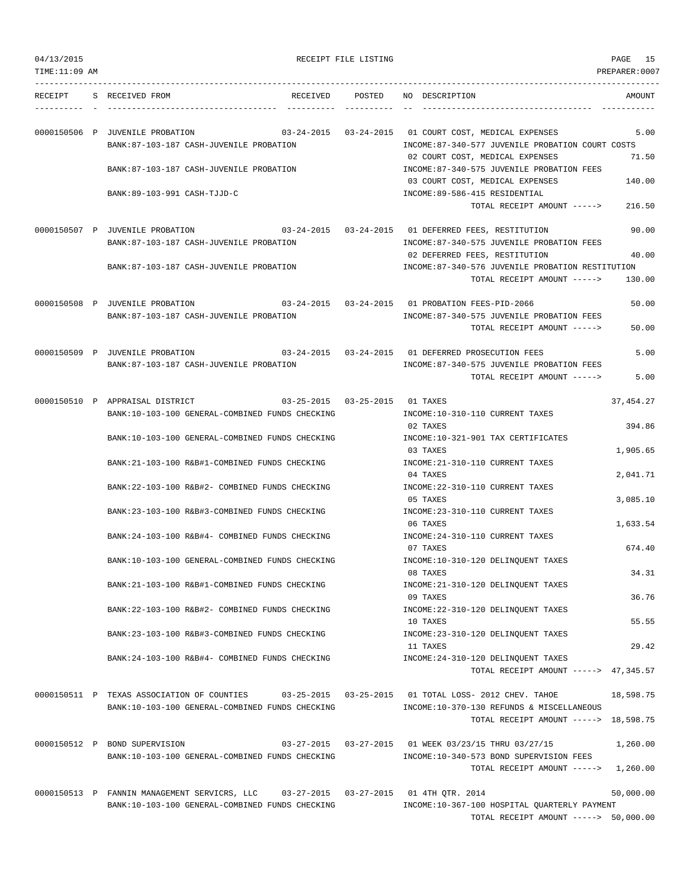RECEIPT FILE LISTING

| RECEIPT | S | RECEIVED FROM | RECEIVED | POSTED | NO | DESCRIPTION | AMOUNT |
|---|---|---|---|---|---|---|---|
| 0000150506 | P | JUVENILE PROBATION | 03-24-2015 | 03-24-2015 | 01 | COURT COST, MEDICAL EXPENSES | 5.00 |
| | | BANK:87-103-187 CASH-JUVENILE PROBATION | | | | INCOME:87-340-577 JUVENILE PROBATION COURT COSTS | |
| | | | | | 02 | COURT COST, MEDICAL EXPENSES | 71.50 |
| | | BANK:87-103-187 CASH-JUVENILE PROBATION | | | | INCOME:87-340-575 JUVENILE PROBATION FEES | |
| | | | | | 03 | COURT COST, MEDICAL EXPENSES | 140.00 |
| | | BANK:89-103-991 CASH-TJJD-C | | | | INCOME:89-586-415 RESIDENTIAL | |
| | | | | | | TOTAL RECEIPT AMOUNT -----> | 216.50 |
| 0000150507 | P | JUVENILE PROBATION | 03-24-2015 | 03-24-2015 | 01 | DEFERRED FEES, RESTITUTION | 90.00 |
| | | BANK:87-103-187 CASH-JUVENILE PROBATION | | | | INCOME:87-340-575 JUVENILE PROBATION FEES | |
| | | | | | 02 | DEFERRED FEES, RESTITUTION | 40.00 |
| | | BANK:87-103-187 CASH-JUVENILE PROBATION | | | | INCOME:87-340-576 JUVENILE PROBATION RESTITUTION | |
| | | | | | | TOTAL RECEIPT AMOUNT -----> | 130.00 |
| 0000150508 | P | JUVENILE PROBATION | 03-24-2015 | 03-24-2015 | 01 | PROBATION FEES-PID-2066 | 50.00 |
| | | BANK:87-103-187 CASH-JUVENILE PROBATION | | | | INCOME:87-340-575 JUVENILE PROBATION FEES | |
| | | | | | | TOTAL RECEIPT AMOUNT -----> | 50.00 |
| 0000150509 | P | JUVENILE PROBATION | 03-24-2015 | 03-24-2015 | 01 | DEFERRED PROSECUTION FEES | 5.00 |
| | | BANK:87-103-187 CASH-JUVENILE PROBATION | | | | INCOME:87-340-575 JUVENILE PROBATION FEES | |
| | | | | | | TOTAL RECEIPT AMOUNT -----> | 5.00 |
| 0000150510 | P | APPRAISAL DISTRICT | 03-25-2015 | 03-25-2015 | 01 | TAXES | 37,454.27 |
| | | BANK:10-103-100 GENERAL-COMBINED FUNDS CHECKING | | | | INCOME:10-310-110 CURRENT TAXES | |
| | | | | | 02 | TAXES | 394.86 |
| | | BANK:10-103-100 GENERAL-COMBINED FUNDS CHECKING | | | | INCOME:10-321-901 TAX CERTIFICATES | |
| | | | | | 03 | TAXES | 1,905.65 |
| | | BANK:21-103-100 R&B#1-COMBINED FUNDS CHECKING | | | | INCOME:21-310-110 CURRENT TAXES | |
| | | | | | 04 | TAXES | 2,041.71 |
| | | BANK:22-103-100 R&B#2- COMBINED FUNDS CHECKING | | | | INCOME:22-310-110 CURRENT TAXES | |
| | | | | | 05 | TAXES | 3,085.10 |
| | | BANK:23-103-100 R&B#3-COMBINED FUNDS CHECKING | | | | INCOME:23-310-110 CURRENT TAXES | |
| | | | | | 06 | TAXES | 1,633.54 |
| | | BANK:24-103-100 R&B#4- COMBINED FUNDS CHECKING | | | | INCOME:24-310-110 CURRENT TAXES | |
| | | | | | 07 | TAXES | 674.40 |
| | | BANK:10-103-100 GENERAL-COMBINED FUNDS CHECKING | | | | INCOME:10-310-120 DELINQUENT TAXES | |
| | | | | | 08 | TAXES | 34.31 |
| | | BANK:21-103-100 R&B#1-COMBINED FUNDS CHECKING | | | | INCOME:21-310-120 DELINQUENT TAXES | |
| | | | | | 09 | TAXES | 36.76 |
| | | BANK:22-103-100 R&B#2- COMBINED FUNDS CHECKING | | | | INCOME:22-310-120 DELINQUENT TAXES | |
| | | | | | 10 | TAXES | 55.55 |
| | | BANK:23-103-100 R&B#3-COMBINED FUNDS CHECKING | | | | INCOME:23-310-120 DELINQUENT TAXES | |
| | | | | | 11 | TAXES | 29.42 |
| | | BANK:24-103-100 R&B#4- COMBINED FUNDS CHECKING | | | | INCOME:24-310-120 DELINQUENT TAXES | |
| | | | | | | TOTAL RECEIPT AMOUNT -----> | 47,345.57 |
| 0000150511 | P | TEXAS ASSOCIATION OF COUNTIES | 03-25-2015 | 03-25-2015 | 01 | TOTAL LOSS- 2012 CHEV. TAHOE | 18,598.75 |
| | | BANK:10-103-100 GENERAL-COMBINED FUNDS CHECKING | | | | INCOME:10-370-130 REFUNDS & MISCELLANEOUS | |
| | | | | | | TOTAL RECEIPT AMOUNT -----> | 18,598.75 |
| 0000150512 | P | BOND SUPERVISION | 03-27-2015 | 03-27-2015 | 01 | WEEK 03/23/15 THRU 03/27/15 | 1,260.00 |
| | | BANK:10-103-100 GENERAL-COMBINED FUNDS CHECKING | | | | INCOME:10-340-573 BOND SUPERVISION FEES | |
| | | | | | | TOTAL RECEIPT AMOUNT -----> | 1,260.00 |
| 0000150513 | P | FANNIN MANAGEMENT SERVICRS, LLC | 03-27-2015 | 03-27-2015 | 01 | 4TH QTR. 2014 | 50,000.00 |
| | | BANK:10-103-100 GENERAL-COMBINED FUNDS CHECKING | | | | INCOME:10-367-100 HOSPITAL QUARTERLY PAYMENT | |
| | | | | | | TOTAL RECEIPT AMOUNT -----> | 50,000.00 |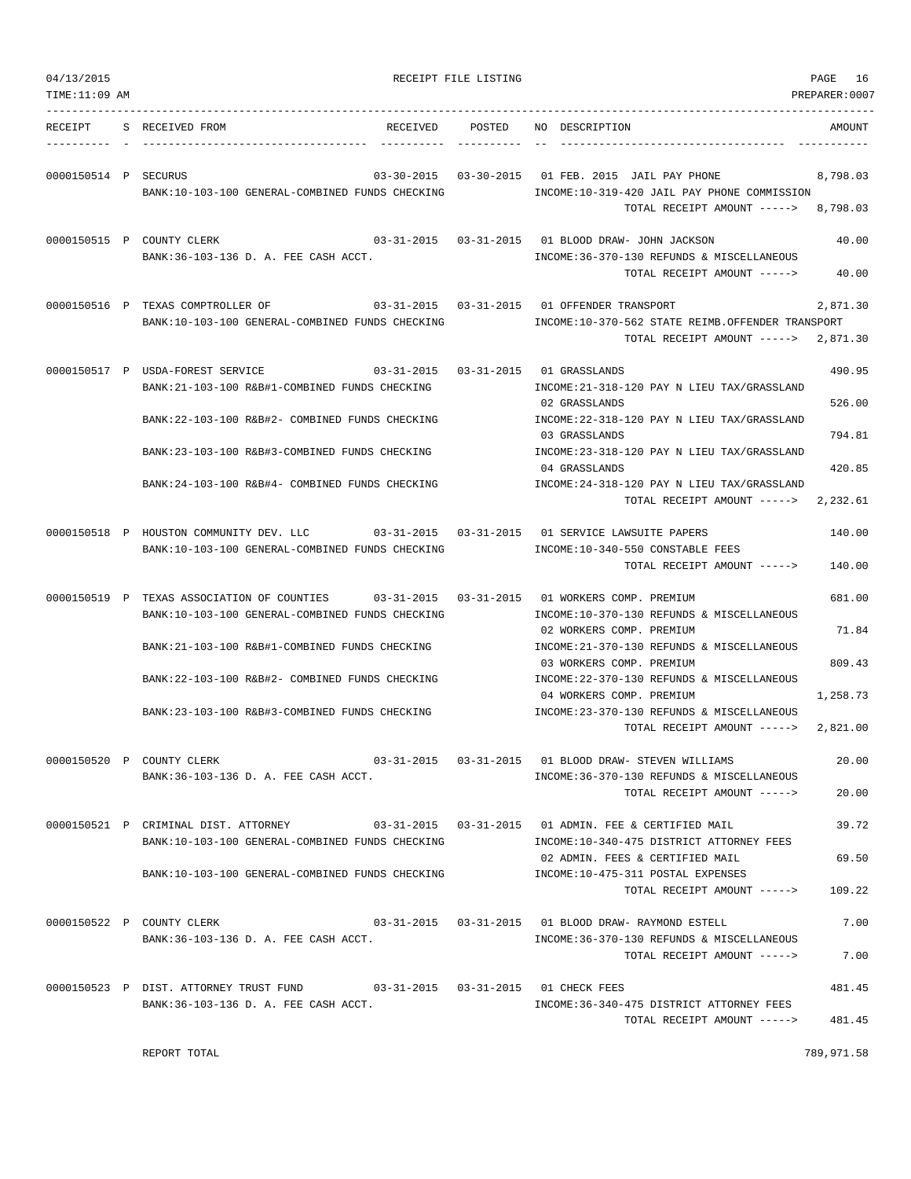04/13/2015 RECEIPT FILE LISTING PAGE 16
TIME:11:09 AM PREPARER:0007

| RECEIPT | S | RECEIVED FROM | RECEIVED | POSTED | NO | DESCRIPTION | AMOUNT |
|---|---|---|---|---|---|---|---|
| 0000150514 | P | SECURUS | 03-30-2015 | 03-30-2015 | 01 | FEB. 2015 JAIL PAY PHONE | 8,798.03 |
| | | BANK:10-103-100 GENERAL-COMBINED FUNDS CHECKING | | | | INCOME:10-319-420 JAIL PAY PHONE COMMISSION | |
| | | | | | | TOTAL RECEIPT AMOUNT -----> | 8,798.03 |
| 0000150515 | P | COUNTY CLERK | 03-31-2015 | 03-31-2015 | 01 | BLOOD DRAW- JOHN JACKSON | 40.00 |
| | | BANK:36-103-136 D. A. FEE CASH ACCT. | | | | INCOME:36-370-130 REFUNDS & MISCELLANEOUS | |
| | | | | | | TOTAL RECEIPT AMOUNT -----> | 40.00 |
| 0000150516 | P | TEXAS COMPTROLLER OF | 03-31-2015 | 03-31-2015 | 01 | OFFENDER TRANSPORT | 2,871.30 |
| | | BANK:10-103-100 GENERAL-COMBINED FUNDS CHECKING | | | | INCOME:10-370-562 STATE REIMB.OFFENDER TRANSPORT | |
| | | | | | | TOTAL RECEIPT AMOUNT -----> | 2,871.30 |
| 0000150517 | P | USDA-FOREST SERVICE | 03-31-2015 | 03-31-2015 | 01 | GRASSLANDS | 490.95 |
| | | BANK:21-103-100 R&B#1-COMBINED FUNDS CHECKING | | | | INCOME:21-318-120 PAY N LIEU TAX/GRASSLAND | |
| | | | | | 02 | GRASSLANDS | 526.00 |
| | | BANK:22-103-100 R&B#2- COMBINED FUNDS CHECKING | | | | INCOME:22-318-120 PAY N LIEU TAX/GRASSLAND | |
| | | | | | 03 | GRASSLANDS | 794.81 |
| | | BANK:23-103-100 R&B#3-COMBINED FUNDS CHECKING | | | | INCOME:23-318-120 PAY N LIEU TAX/GRASSLAND | |
| | | | | | 04 | GRASSLANDS | 420.85 |
| | | BANK:24-103-100 R&B#4- COMBINED FUNDS CHECKING | | | | INCOME:24-318-120 PAY N LIEU TAX/GRASSLAND | |
| | | | | | | TOTAL RECEIPT AMOUNT -----> | 2,232.61 |
| 0000150518 | P | HOUSTON COMMUNITY DEV. LLC | 03-31-2015 | 03-31-2015 | 01 | SERVICE LAWSUITE PAPERS | 140.00 |
| | | BANK:10-103-100 GENERAL-COMBINED FUNDS CHECKING | | | | INCOME:10-340-550 CONSTABLE FEES | |
| | | | | | | TOTAL RECEIPT AMOUNT -----> | 140.00 |
| 0000150519 | P | TEXAS ASSOCIATION OF COUNTIES | 03-31-2015 | 03-31-2015 | 01 | WORKERS COMP. PREMIUM | 681.00 |
| | | BANK:10-103-100 GENERAL-COMBINED FUNDS CHECKING | | | | INCOME:10-370-130 REFUNDS & MISCELLANEOUS | |
| | | | | | 02 | WORKERS COMP. PREMIUM | 71.84 |
| | | BANK:21-103-100 R&B#1-COMBINED FUNDS CHECKING | | | | INCOME:21-370-130 REFUNDS & MISCELLANEOUS | |
| | | | | | 03 | WORKERS COMP. PREMIUM | 809.43 |
| | | BANK:22-103-100 R&B#2- COMBINED FUNDS CHECKING | | | | INCOME:22-370-130 REFUNDS & MISCELLANEOUS | |
| | | | | | 04 | WORKERS COMP. PREMIUM | 1,258.73 |
| | | BANK:23-103-100 R&B#3-COMBINED FUNDS CHECKING | | | | INCOME:23-370-130 REFUNDS & MISCELLANEOUS | |
| | | | | | | TOTAL RECEIPT AMOUNT -----> | 2,821.00 |
| 0000150520 | P | COUNTY CLERK | 03-31-2015 | 03-31-2015 | 01 | BLOOD DRAW- STEVEN WILLIAMS | 20.00 |
| | | BANK:36-103-136 D. A. FEE CASH ACCT. | | | | INCOME:36-370-130 REFUNDS & MISCELLANEOUS | |
| | | | | | | TOTAL RECEIPT AMOUNT -----> | 20.00 |
| 0000150521 | P | CRIMINAL DIST. ATTORNEY | 03-31-2015 | 03-31-2015 | 01 | ADMIN. FEE & CERTIFIED MAIL | 39.72 |
| | | BANK:10-103-100 GENERAL-COMBINED FUNDS CHECKING | | | | INCOME:10-340-475 DISTRICT ATTORNEY FEES | |
| | | | | | 02 | ADMIN. FEES & CERTIFIED MAIL | 69.50 |
| | | BANK:10-103-100 GENERAL-COMBINED FUNDS CHECKING | | | | INCOME:10-475-311 POSTAL EXPENSES | |
| | | | | | | TOTAL RECEIPT AMOUNT -----> | 109.22 |
| 0000150522 | P | COUNTY CLERK | 03-31-2015 | 03-31-2015 | 01 | BLOOD DRAW- RAYMOND ESTELL | 7.00 |
| | | BANK:36-103-136 D. A. FEE CASH ACCT. | | | | INCOME:36-370-130 REFUNDS & MISCELLANEOUS | |
| | | | | | | TOTAL RECEIPT AMOUNT -----> | 7.00 |
| 0000150523 | P | DIST. ATTORNEY TRUST FUND | 03-31-2015 | 03-31-2015 | 01 | CHECK FEES | 481.45 |
| | | BANK:36-103-136 D. A. FEE CASH ACCT. | | | | INCOME:36-340-475 DISTRICT ATTORNEY FEES | |
| | | | | | | TOTAL RECEIPT AMOUNT -----> | 481.45 |

REPORT TOTAL 789,971.58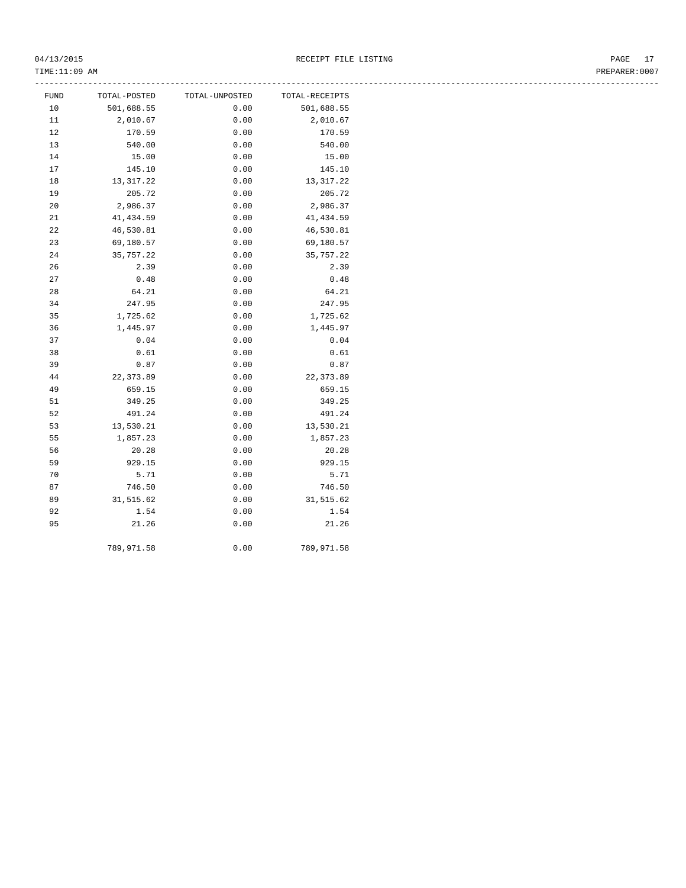04/13/2015 RECEIPT FILE LISTING

TIME:11:09 AM PREPARER:0007

| FUND | TOTAL-POSTED | TOTAL-UNPOSTED | TOTAL-RECEIPTS |
|---|---|---|---|
| 10 | 501,688.55 | 0.00 | 501,688.55 |
| 11 | 2,010.67 | 0.00 | 2,010.67 |
| 12 | 170.59 | 0.00 | 170.59 |
| 13 | 540.00 | 0.00 | 540.00 |
| 14 | 15.00 | 0.00 | 15.00 |
| 17 | 145.10 | 0.00 | 145.10 |
| 18 | 13,317.22 | 0.00 | 13,317.22 |
| 19 | 205.72 | 0.00 | 205.72 |
| 20 | 2,986.37 | 0.00 | 2,986.37 |
| 21 | 41,434.59 | 0.00 | 41,434.59 |
| 22 | 46,530.81 | 0.00 | 46,530.81 |
| 23 | 69,180.57 | 0.00 | 69,180.57 |
| 24 | 35,757.22 | 0.00 | 35,757.22 |
| 26 | 2.39 | 0.00 | 2.39 |
| 27 | 0.48 | 0.00 | 0.48 |
| 28 | 64.21 | 0.00 | 64.21 |
| 34 | 247.95 | 0.00 | 247.95 |
| 35 | 1,725.62 | 0.00 | 1,725.62 |
| 36 | 1,445.97 | 0.00 | 1,445.97 |
| 37 | 0.04 | 0.00 | 0.04 |
| 38 | 0.61 | 0.00 | 0.61 |
| 39 | 0.87 | 0.00 | 0.87 |
| 44 | 22,373.89 | 0.00 | 22,373.89 |
| 49 | 659.15 | 0.00 | 659.15 |
| 51 | 349.25 | 0.00 | 349.25 |
| 52 | 491.24 | 0.00 | 491.24 |
| 53 | 13,530.21 | 0.00 | 13,530.21 |
| 55 | 1,857.23 | 0.00 | 1,857.23 |
| 56 | 20.28 | 0.00 | 20.28 |
| 59 | 929.15 | 0.00 | 929.15 |
| 70 | 5.71 | 0.00 | 5.71 |
| 87 | 746.50 | 0.00 | 746.50 |
| 89 | 31,515.62 | 0.00 | 31,515.62 |
| 92 | 1.54 | 0.00 | 1.54 |
| 95 | 21.26 | 0.00 | 21.26 |
| | 789,971.58 | 0.00 | 789,971.58 |